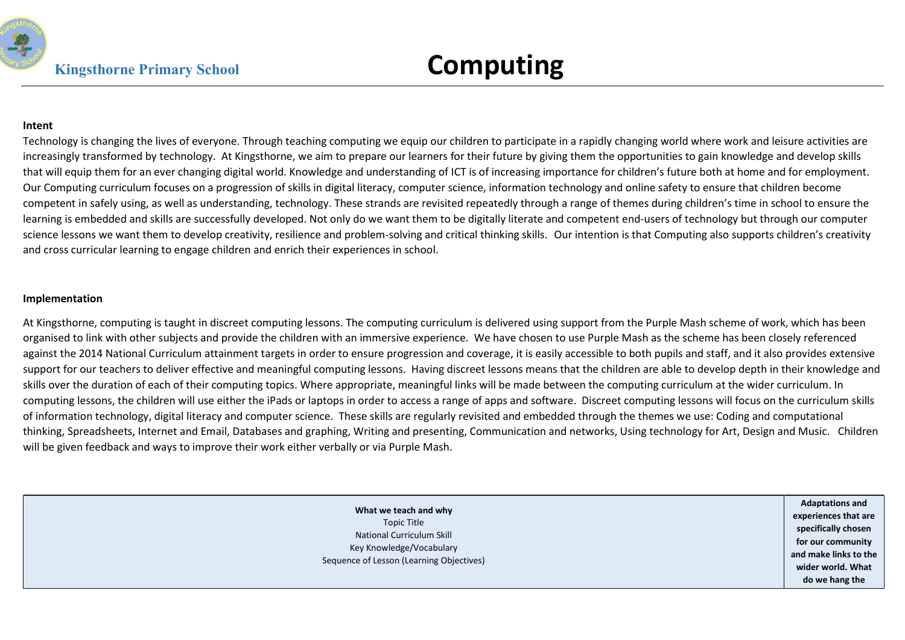Kingsthorne Primary School

# Computing

**Intent**

Technology is changing the lives of everyone. Through teaching computing we equip our children to participate in a rapidly changing world where work and leisure activities are increasingly transformed by technology. At Kingsthorne, we aim to prepare our learners for their future by giving them the opportunities to gain knowledge and develop skills that will equip them for an ever changing digital world. Knowledge and understanding of ICT is of increasing importance for children's future both at home and for employment. Our Computing curriculum focuses on a progression of skills in digital literacy, computer science, information technology and online safety to ensure that children become competent in safely using, as well as understanding, technology. These strands are revisited repeatedly through a range of themes during children's time in school to ensure the learning is embedded and skills are successfully developed. Not only do we want them to be digitally literate and competent end-users of technology but through our computer science lessons we want them to develop creativity, resilience and problem-solving and critical thinking skills. Our intention is that Computing also supports children's creativity and cross curricular learning to engage children and enrich their experiences in school.

**Implementation**

At Kingsthorne, computing is taught in discreet computing lessons. The computing curriculum is delivered using support from the Purple Mash scheme of work, which has been organised to link with other subjects and provide the children with an immersive experience. We have chosen to use Purple Mash as the scheme has been closely referenced against the 2014 National Curriculum attainment targets in order to ensure progression and coverage, it is easily accessible to both pupils and staff, and it also provides extensive support for our teachers to deliver effective and meaningful computing lessons. Having discreet lessons means that the children are able to develop depth in their knowledge and skills over the duration of each of their computing topics. Where appropriate, meaningful links will be made between the computing curriculum at the wider curriculum. In computing lessons, the children will use either the iPads or laptops in order to access a range of apps and software. Discreet computing lessons will focus on the curriculum skills of information technology, digital literacy and computer science. These skills are regularly revisited and embedded through the themes we use: Coding and computational thinking, Spreadsheets, Internet and Email, Databases and graphing, Writing and presenting, Communication and networks, Using technology for Art, Design and Music. Children will be given feedback and ways to improve their work either verbally or via Purple Mash.

| **What we teach and why**<br>Topic Title<br>National Curriculum Skill<br>Key Knowledge/Vocabulary<br>Sequence of Lesson (Learning Objectives) | **Adaptations and experiences that are specifically chosen for our community and make links to the wider world. What do we hang the** |
|---|---|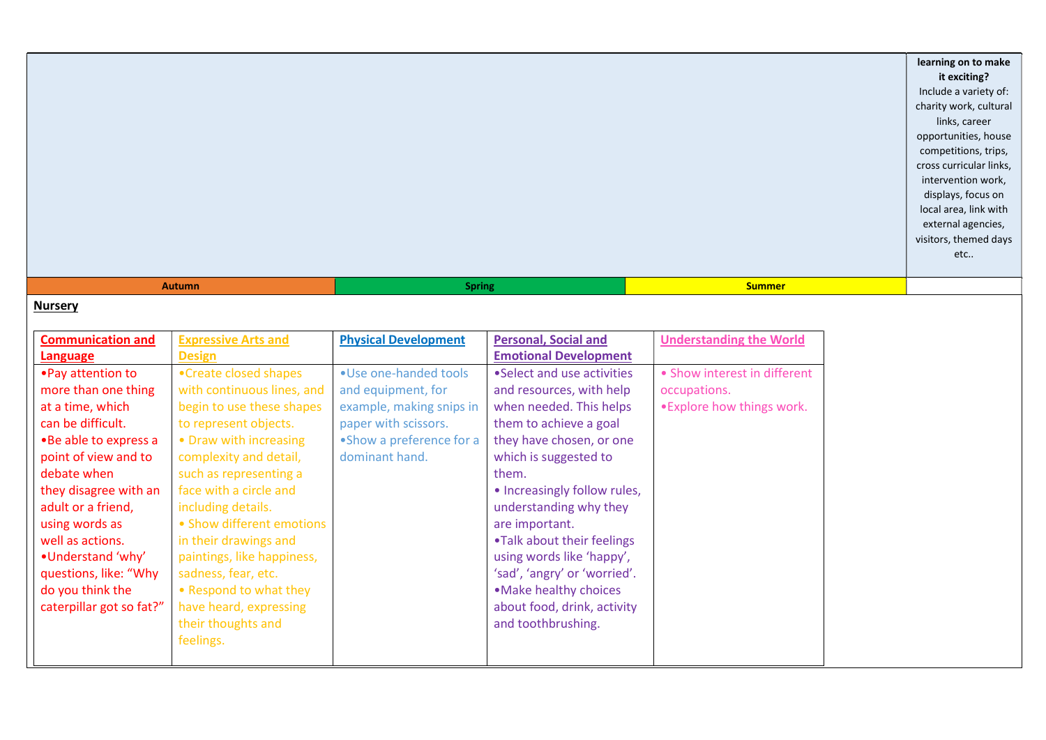| | learning on to make it exciting? Include a variety of: charity work, cultural links, career opportunities, house competitions, trips, cross curricular links, intervention work, displays, focus on local area, link with external agencies, visitors, themed days etc.. |
|---|---|

| Autumn | Spring | Summer | |
|---|---|---|---|

**Nursery**

| Communication and Language | Expressive Arts and Design | Physical Development | Personal, Social and Emotional Development | Understanding the World |
|---|---|---|---|---|
| •Pay attention to more than one thing at a time, which can be difficult.<br>•Be able to express a point of view and to debate when they disagree with an adult or a friend, using words as well as actions.<br>•Understand 'why' questions, like: "Why do you think the caterpillar got so fat?" | •Create closed shapes with continuous lines, and begin to use these shapes to represent objects.<br>• Draw with increasing complexity and detail, such as representing a face with a circle and including details.<br>• Show different emotions in their drawings and paintings, like happiness, sadness, fear, etc.<br>• Respond to what they have heard, expressing their thoughts and feelings. | •Use one-handed tools and equipment, for example, making snips in paper with scissors.<br>•Show a preference for a dominant hand. | •Select and use activities and resources, with help when needed. This helps them to achieve a goal they have chosen, or one which is suggested to them.<br>• Increasingly follow rules, understanding why they are important.<br>•Talk about their feelings using words like 'happy', 'sad', 'angry' or 'worried'.<br>•Make healthy choices about food, drink, activity and toothbrushing. | • Show interest in different occupations.<br>•Explore how things work. |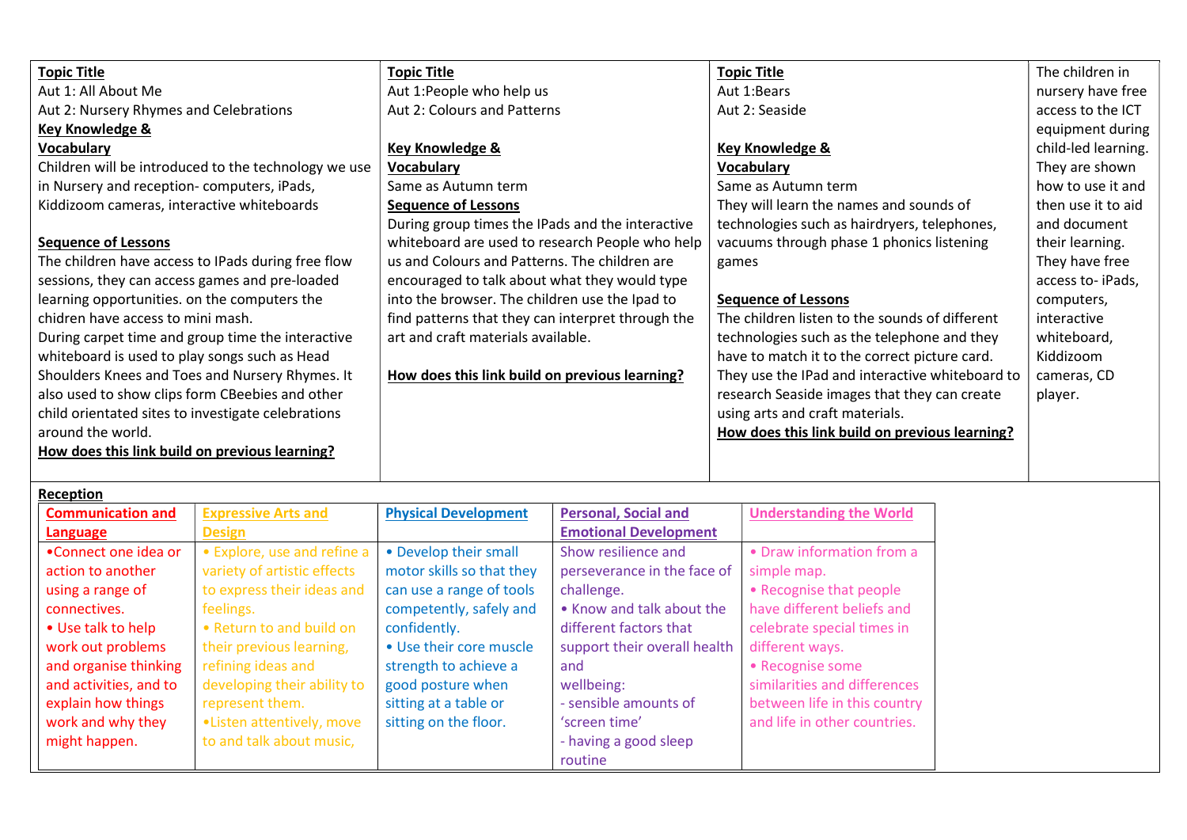| **Topic Title**<br>Aut 1: All About Me<br>Aut 2: Nursery Rhymes and Celebrations<br>**Key Knowledge & Vocabulary**<br>Children will be introduced to the technology we use in Nursery and reception- computers, iPads, Kiddizoom cameras, interactive whiteboards<br><br>**Sequence of Lessons**<br>The children have access to IPads during free flow sessions, they can access games and pre-loaded learning opportunities. on the computers the chidren have access to mini mash.<br>During carpet time and group time the interactive whiteboard is used to play songs such as Head Shoulders Knees and Toes and Nursery Rhymes. It also used to show clips form CBeebies and other child orientated sites to investigate celebrations around the world.<br>**How does this link build on previous learning?** | **Topic Title**<br>Aut 1:People who help us<br>Aut 2: Colours and Patterns<br><br>**Key Knowledge & Vocabulary**<br>Same as Autumn term<br>**Sequence of Lessons**<br>During group times the IPads and the interactive whiteboard are used to research People who help us and Colours and Patterns. The children are encouraged to talk about what they would type into the browser. The children use the Ipad to find patterns that they can interpret through the art and craft materials available.<br><br>**How does this link build on previous learning?** | **Topic Title**<br>Aut 1:Bears<br>Aut 2: Seaside<br><br>**Key Knowledge & Vocabulary**<br>Same as Autumn term<br>They will learn the names and sounds of technologies such as hairdryers, telephones, vacuums through phase 1 phonics listening games<br><br>**Sequence of Lessons**<br>The children listen to the sounds of different technologies such as the telephone and they have to match it to the correct picture card.<br>They use the IPad and interactive whiteboard to research Seaside images that they can create using arts and craft materials.<br>**How does this link build on previous learning?** | The children in nursery have free access to the ICT equipment during child-led learning. They are shown how to use it and then use it to aid and document their learning. They have free access to- iPads, computers, interactive whiteboard, Kiddizoom cameras, CD player. |
|---|---|---|---|

**Reception**

| **Communication and Language** | **Expressive Arts and Design** | **Physical Development** | **Personal, Social and Emotional Development** | **Understanding the World** |
|---|---|---|---|---|
| •Connect one idea or action to another using a range of connectives.<br>• Use talk to help work out problems and organise thinking and activities, and to explain how things work and why they might happen. | • Explore, use and refine a variety of artistic effects to express their ideas and feelings.<br>• Return to and build on their previous learning, refining ideas and developing their ability to represent them.<br>•Listen attentively, move to and talk about music, | • Develop their small motor skills so that they can use a range of tools competently, safely and confidently.<br>• Use their core muscle strength to achieve a good posture when sitting at a table or sitting on the floor. | Show resilience and perseverance in the face of challenge.<br>• Know and talk about the different factors that support their overall health and wellbeing:<br>- sensible amounts of 'screen time'<br>- having a good sleep routine | • Draw information from a simple map.<br>• Recognise that people have different beliefs and celebrate special times in different ways.<br>• Recognise some similarities and differences between life in this country and life in other countries. |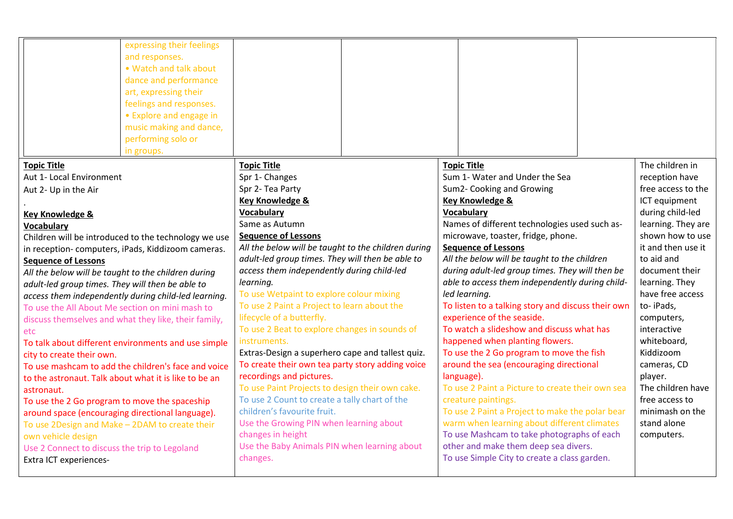| | expressing their feelings and responses.<br>• Watch and talk about dance and performance art, expressing their feelings and responses.<br>• Explore and engage in music making and dance, performing solo or in groups. | | | | |
|---|---|---|---|---|---|

| | | | |
|---|---|---|---|
| **Topic Title**<br>Aut 1- Local Environment<br>Aut 2- Up in the Air<br>.<br>**Key Knowledge & Vocabulary**<br>Children will be introduced to the technology we use in reception- computers, iPads, Kiddizoom cameras.<br>**Sequence of Lessons**<br>*All the below will be taught to the children during adult-led group times. They will then be able to access them independently during child-led learning.*<br>To use the All About Me section on mini mash to discuss themselves and what they like, their family, etc<br>To talk about different environments and use simple city to create their own.<br>To use mashcam to add the children's face and voice to the astronaut. Talk about what it is like to be an astronaut.<br>To use the 2 Go program to move the spaceship around space (encouraging directional language).<br>To use 2Design and Make – 2DAM to create their own vehicle design<br>Use 2 Connect to discuss the trip to Legoland<br>Extra ICT experiences- | **Topic Title**<br>Spr 1- Changes<br>Spr 2- Tea Party<br>**Key Knowledge & Vocabulary**<br>Same as Autumn<br>**Sequence of Lessons**<br>*All the below will be taught to the children during adult-led group times. They will then be able to access them independently during child-led learning.*<br>To use Wetpaint to explore colour mixing<br>To use 2 Paint a Project to learn about the lifecycle of a butterfly.<br>To use 2 Beat to explore changes in sounds of instruments.<br>Extras-Design a superhero cape and tallest quiz.<br>To create their own tea party story adding voice recordings and pictures.<br>To use Paint Projects to design their own cake.<br>To use 2 Count to create a tally chart of the children's favourite fruit.<br>Use the Growing PIN when learning about changes in height<br>Use the Baby Animals PIN when learning about changes. | **Topic Title**<br>Sum 1- Water and Under the Sea<br>Sum2- Cooking and Growing<br>**Key Knowledge & Vocabulary**<br>Names of different technologies used such as- microwave, toaster, fridge, phone.<br>**Sequence of Lessons**<br>*All the below will be taught to the children during adult-led group times. They will then be able to access them independently during child-led learning.*<br>To listen to a talking story and discuss their own experience of the seaside.<br>To watch a slideshow and discuss what has happened when planting flowers.<br>To use the 2 Go program to move the fish around the sea (encouraging directional language).<br>To use 2 Paint a Picture to create their own sea creature paintings.<br>To use 2 Paint a Project to make the polar bear warm when learning about different climates<br>To use Mashcam to take photographs of each other and make them deep sea divers.<br>To use Simple City to create a class garden. | The children in reception have free access to the ICT equipment during child-led learning. They are shown how to use it and then use it to aid and document their learning. They have free access to- iPads, computers, interactive whiteboard, Kiddizoom cameras, CD player.<br>The children have free access to minimash on the stand alone computers. |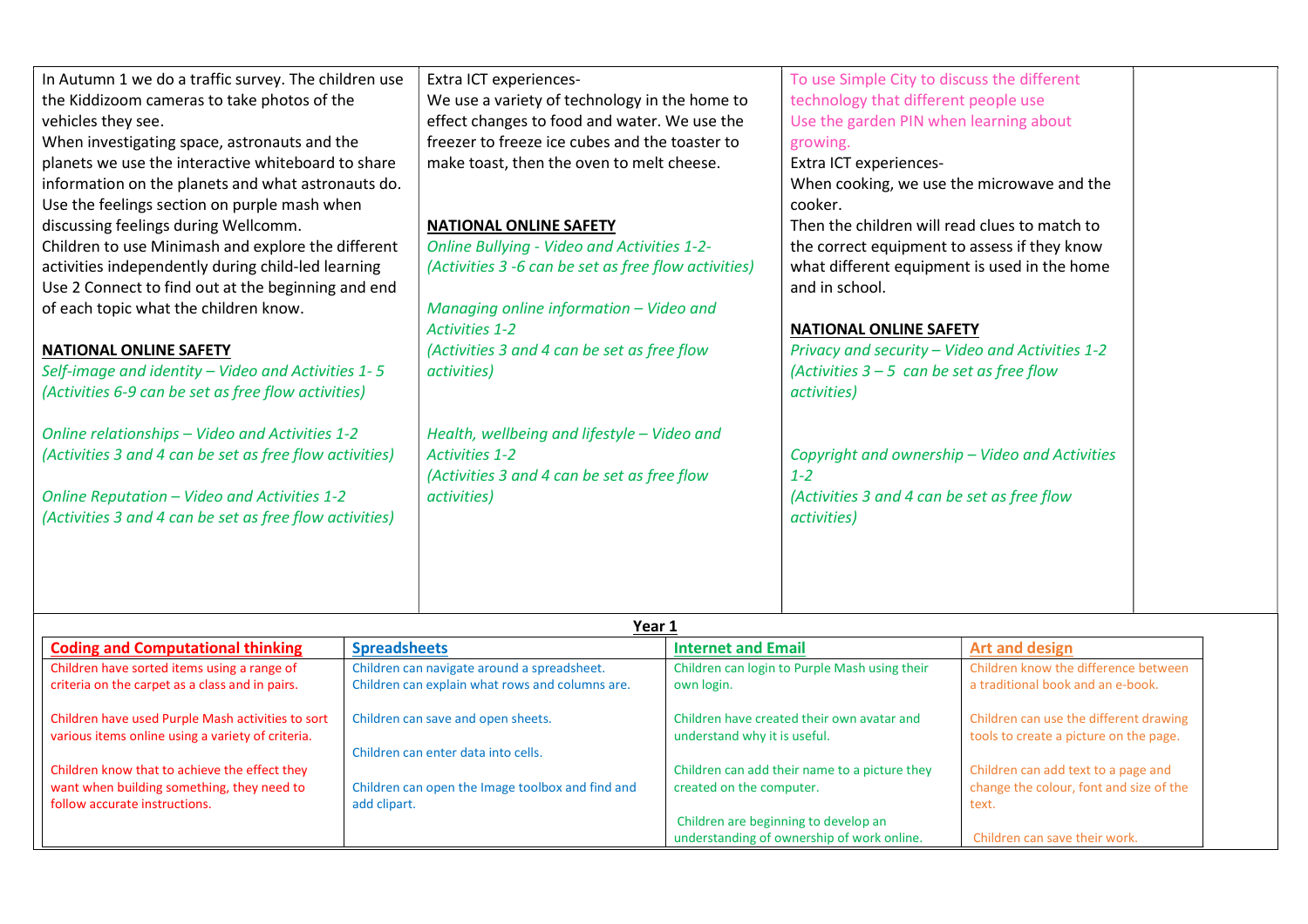| | | | |
|---|---|---|---|
| In Autumn 1 we do a traffic survey. The children use the Kiddizoom cameras to take photos of the vehicles they see.<br>When investigating space, astronauts and the planets we use the interactive whiteboard to share information on the planets and what astronauts do.<br>Use the feelings section on purple mash when discussing feelings during Wellcomm.<br>Children to use Minimash and explore the different activities independently during child-led learning<br>Use 2 Connect to find out at the beginning and end of each topic what the children know.<br><br>**NATIONAL ONLINE SAFETY**<br>*Self-image and identity – Video and Activities 1- 5*<br>*(Activities 6-9 can be set as free flow activities)*<br><br>*Online relationships – Video and Activities 1-2*<br>*(Activities 3 and 4 can be set as free flow activities)*<br><br>*Online Reputation – Video and Activities 1-2*<br>*(Activities 3 and 4 can be set as free flow activities)* | Extra ICT experiences-<br>We use a variety of technology in the home to effect changes to food and water. We use the freezer to freeze ice cubes and the toaster to make toast, then the oven to melt cheese.<br><br>**NATIONAL ONLINE SAFETY**<br>*Online Bullying - Video and Activities 1-2-*<br>*(Activities 3 -6 can be set as free flow activities)*<br><br>*Managing online information – Video and Activities 1-2*<br>*(Activities 3 and 4 can be set as free flow activities)*<br><br>*Health, wellbeing and lifestyle – Video and Activities 1-2*<br>*(Activities 3 and 4 can be set as free flow activities)* | To use Simple City to discuss the different technology that different people use<br>Use the garden PIN when learning about growing.<br>Extra ICT experiences-<br>When cooking, we use the microwave and the cooker.<br>Then the children will read clues to match to the correct equipment to assess if they know what different equipment is used in the home and in school.<br><br>**NATIONAL ONLINE SAFETY**<br>*Privacy and security – Video and Activities 1-2*<br>*(Activities 3 – 5 can be set as free flow activities)*<br><br>*Copyright and ownership – Video and Activities 1-2*<br>*(Activities 3 and 4 can be set as free flow activities)* | |

**Year 1**

| Coding and Computational thinking | Spreadsheets | Internet and Email | Art and design |
|---|---|---|---|
| Children have sorted items using a range of criteria on the carpet as a class and in pairs.<br><br>Children have used Purple Mash activities to sort various items online using a variety of criteria.<br><br>Children know that to achieve the effect they want when building something, they need to follow accurate instructions. | Children can navigate around a spreadsheet.<br>Children can explain what rows and columns are.<br><br>Children can save and open sheets.<br><br>Children can enter data into cells.<br><br>Children can open the Image toolbox and find and add clipart. | Children can login to Purple Mash using their own login.<br><br>Children have created their own avatar and understand why it is useful.<br><br>Children can add their name to a picture they created on the computer.<br><br>Children are beginning to develop an understanding of ownership of work online. | Children know the difference between a traditional book and an e-book.<br><br>Children can use the different drawing tools to create a picture on the page.<br><br>Children can add text to a page and change the colour, font and size of the text.<br><br>Children can save their work. |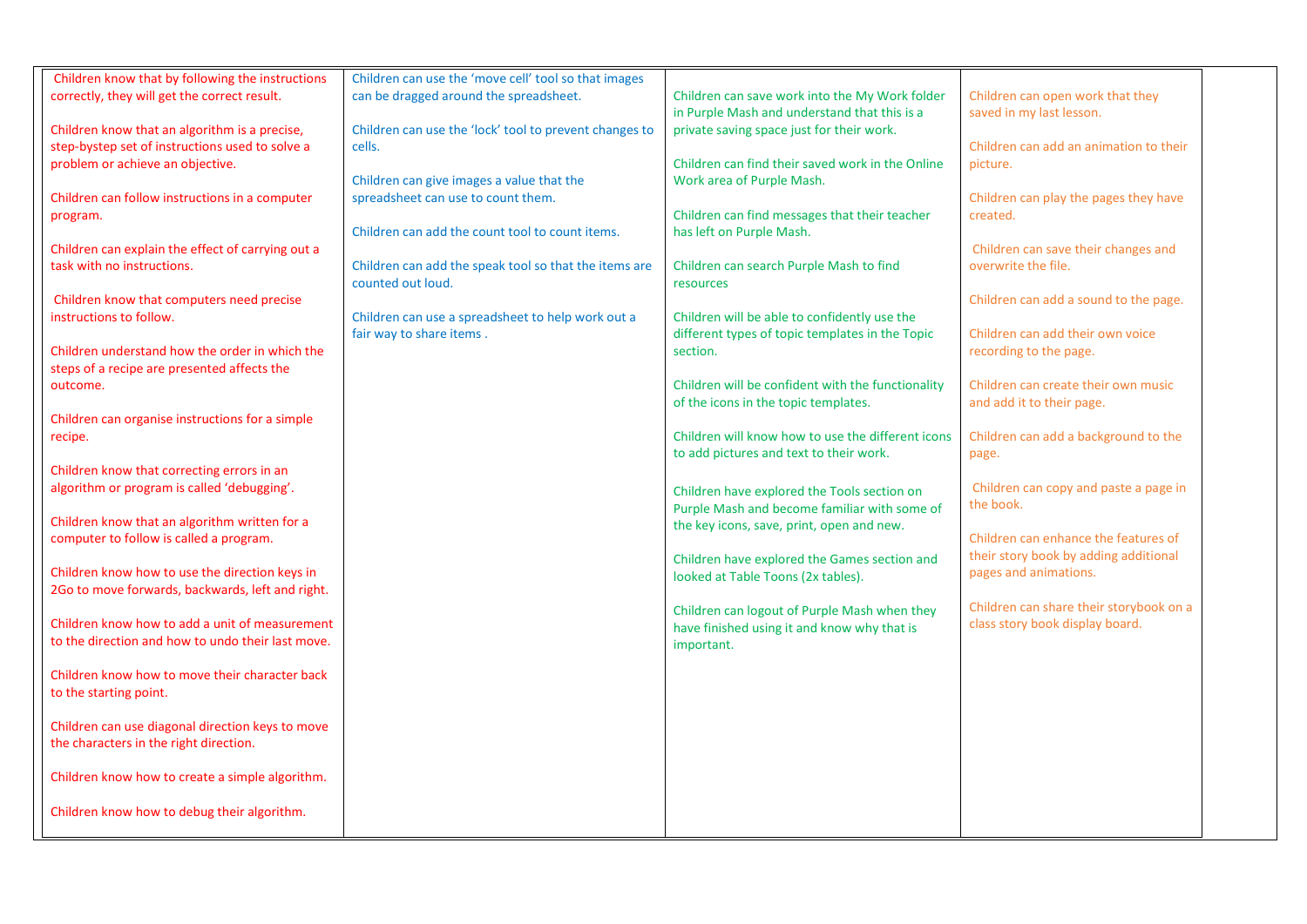| | | | |
|---|---|---|---|
| Children know that by following the instructions correctly, they will get the correct result.<br><br>Children know that an algorithm is a precise, step-bystep set of instructions used to solve a problem or achieve an objective.<br><br>Children can follow instructions in a computer program.<br><br>Children can explain the effect of carrying out a task with no instructions.<br><br>Children know that computers need precise instructions to follow.<br><br>Children understand how the order in which the steps of a recipe are presented affects the outcome.<br><br>Children can organise instructions for a simple recipe.<br><br>Children know that correcting errors in an algorithm or program is called 'debugging'.<br><br>Children know that an algorithm written for a computer to follow is called a program.<br><br>Children know how to use the direction keys in 2Go to move forwards, backwards, left and right.<br><br>Children know how to add a unit of measurement to the direction and how to undo their last move.<br><br>Children know how to move their character back to the starting point.<br><br>Children can use diagonal direction keys to move the characters in the right direction.<br><br>Children know how to create a simple algorithm.<br><br>Children know how to debug their algorithm. | Children can use the 'move cell' tool so that images can be dragged around the spreadsheet.<br><br>Children can use the 'lock' tool to prevent changes to cells.<br><br>Children can give images a value that the spreadsheet can use to count them.<br><br>Children can add the count tool to count items.<br><br>Children can add the speak tool so that the items are counted out loud.<br><br>Children can use a spreadsheet to help work out a fair way to share items . | Children can save work into the My Work folder in Purple Mash and understand that this is a private saving space just for their work.<br><br>Children can find their saved work in the Online Work area of Purple Mash.<br><br>Children can find messages that their teacher has left on Purple Mash.<br><br>Children can search Purple Mash to find resources<br><br>Children will be able to confidently use the different types of topic templates in the Topic section.<br><br>Children will be confident with the functionality of the icons in the topic templates.<br><br>Children will know how to use the different icons to add pictures and text to their work.<br><br>Children have explored the Tools section on Purple Mash and become familiar with some of the key icons, save, print, open and new.<br><br>Children have explored the Games section and looked at Table Toons (2x tables).<br><br>Children can logout of Purple Mash when they have finished using it and know why that is important. | Children can open work that they saved in my last lesson.<br><br>Children can add an animation to their picture.<br><br>Children can play the pages they have created.<br><br>Children can save their changes and overwrite the file.<br><br>Children can add a sound to the page.<br><br>Children can add their own voice recording to the page.<br><br>Children can create their own music and add it to their page.<br><br>Children can add a background to the page.<br><br>Children can copy and paste a page in the book.<br><br>Children can enhance the features of their story book by adding additional pages and animations.<br><br>Children can share their storybook on a class story book display board. |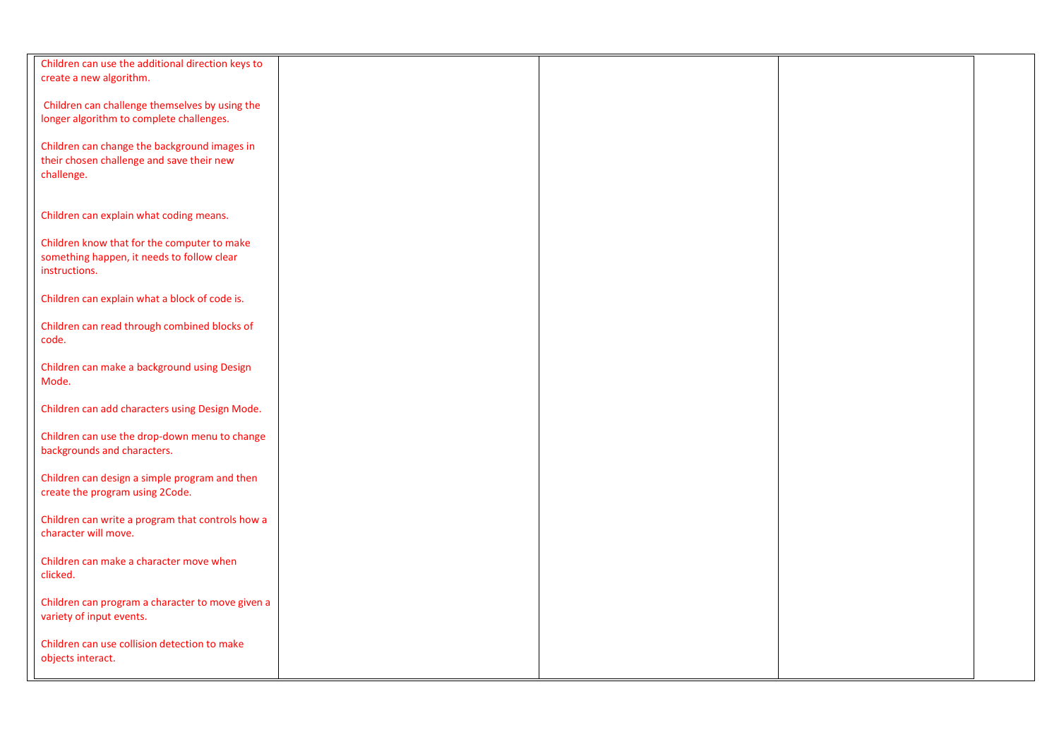| | | | |
|---|---|---|---|
| Children can use the additional direction keys to create a new algorithm.<br><br>Children can challenge themselves by using the longer algorithm to complete challenges.<br><br>Children can change the background images in their chosen challenge and save their new challenge.<br><br><br>Children can explain what coding means.<br><br>Children know that for the computer to make something happen, it needs to follow clear instructions.<br><br>Children can explain what a block of code is.<br><br>Children can read through combined blocks of code.<br><br>Children can make a background using Design Mode.<br><br>Children can add characters using Design Mode.<br><br>Children can use the drop-down menu to change backgrounds and characters.<br><br>Children can design a simple program and then create the program using 2Code.<br><br>Children can write a program that controls how a character will move.<br><br>Children can make a character move when clicked.<br><br>Children can program a character to move given a variety of input events.<br><br>Children can use collision detection to make objects interact. | | | |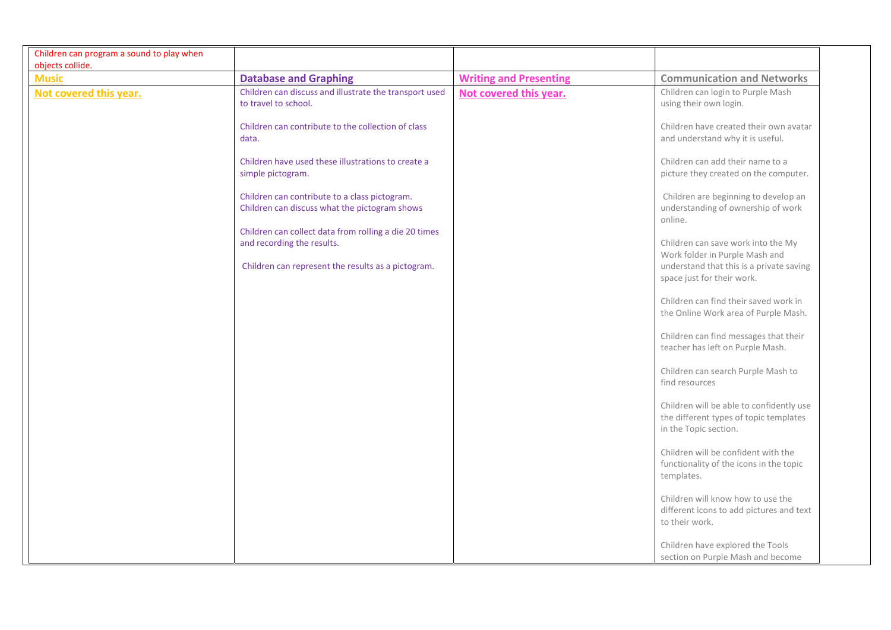| Children can program a sound to play when objects collide. | | | |
| --- | --- | --- | --- |
| **Music** | **Database and Graphing** | **Writing and Presenting** | **Communication and Networks** |
| **Not covered this year.** | Children can discuss and illustrate the transport used to travel to school.<br><br>Children can contribute to the collection of class data.<br><br>Children have used these illustrations to create a simple pictogram.<br><br>Children can contribute to a class pictogram.<br>Children can discuss what the pictogram shows<br><br>Children can collect data from rolling a die 20 times and recording the results.<br><br>Children can represent the results as a pictogram. | **Not covered this year.** | Children can login to Purple Mash using their own login.<br><br>Children have created their own avatar and understand why it is useful.<br><br>Children can add their name to a picture they created on the computer.<br><br>Children are beginning to develop an understanding of ownership of work online.<br><br>Children can save work into the My Work folder in Purple Mash and understand that this is a private saving space just for their work.<br><br>Children can find their saved work in the Online Work area of Purple Mash.<br><br>Children can find messages that their teacher has left on Purple Mash.<br><br>Children can search Purple Mash to find resources<br><br>Children will be able to confidently use the different types of topic templates in the Topic section.<br><br>Children will be confident with the functionality of the icons in the topic templates.<br><br>Children will know how to use the different icons to add pictures and text to their work.<br><br>Children have explored the Tools section on Purple Mash and become |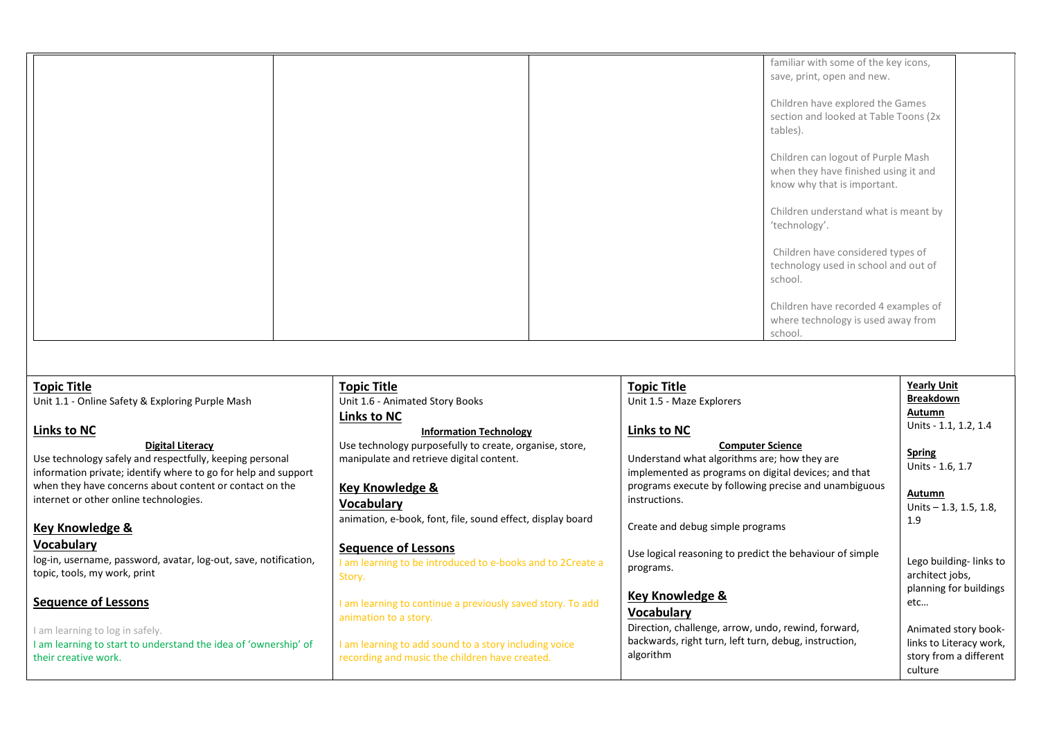| | | | |
|---|---|---|---|
| | | | familiar with some of the key icons, save, print, open and new.<br><br>Children have explored the Games section and looked at Table Toons (2x tables).<br><br>Children can logout of Purple Mash when they have finished using it and know why that is important.<br><br>Children understand what is meant by 'technology'.<br><br>Children have considered types of technology used in school and out of school.<br><br>Children have recorded 4 examples of where technology is used away from school. |

| | | | |
|---|---|---|---|
| **Topic Title**<br>Unit 1.1 - Online Safety & Exploring Purple Mash<br><br>**Links to NC**<br>**Digital Literacy**<br>Use technology safely and respectfully, keeping personal information private; identify where to go for help and support when they have concerns about content or contact on the internet or other online technologies.<br><br>**Key Knowledge & Vocabulary**<br>log-in, username, password, avatar, log-out, save, notification, topic, tools, my work, print<br><br>**Sequence of Lessons**<br>I am learning to log in safely.<br>I am learning to start to understand the idea of 'ownership' of their creative work. | **Topic Title**<br>Unit 1.6 - Animated Story Books<br>**Links to NC**<br>**Information Technology**<br>Use technology purposefully to create, organise, store, manipulate and retrieve digital content.<br><br>**Key Knowledge & Vocabulary**<br>animation, e-book, font, file, sound effect, display board<br><br>**Sequence of Lessons**<br>I am learning to be introduced to e-books and to 2Create a Story.<br><br>I am learning to continue a previously saved story. To add animation to a story.<br><br>I am learning to add sound to a story including voice recording and music the children have created. | **Topic Title**<br>Unit 1.5 - Maze Explorers<br><br>**Links to NC**<br>**Computer Science**<br>Understand what algorithms are; how they are implemented as programs on digital devices; and that programs execute by following precise and unambiguous instructions.<br><br>Create and debug simple programs<br><br>Use logical reasoning to predict the behaviour of simple programs.<br><br>**Key Knowledge & Vocabulary**<br>Direction, challenge, arrow, undo, rewind, forward, backwards, right turn, left turn, debug, instruction, algorithm | **Yearly Unit Breakdown**<br>**Autumn**<br>Units - 1.1, 1.2, 1.4<br><br>**Spring**<br>Units - 1.6, 1.7<br><br>**Autumn**<br>Units – 1.3, 1.5, 1.8, 1.9<br><br>Lego building- links to architect jobs, planning for buildings etc…<br><br>Animated story book- links to Literacy work, story from a different culture |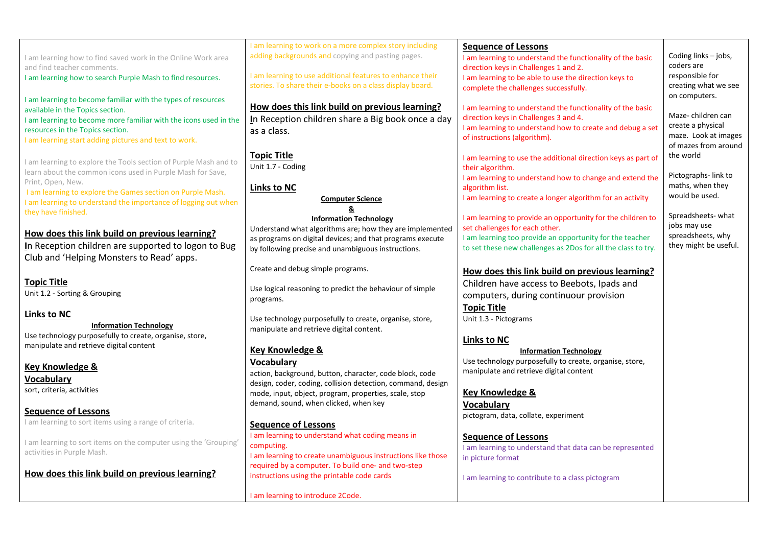I am learning how to find saved work in the Online Work area and find teacher comments.
I am learning how to search Purple Mash to find resources.

I am learning to become familiar with the types of resources available in the Topics section.
I am learning to become more familiar with the icons used in the resources in the Topics section.
I am learning start adding pictures and text to work.

I am learning to explore the Tools section of Purple Mash and to learn about the common icons used in Purple Mash for Save, Print, Open, New.
I am learning to explore the Games section on Purple Mash.
I am learning to understand the importance of logging out when they have finished.

**How does this link build on previous learning?**

In Reception children are supported to logon to Bug Club and 'Helping Monsters to Read' apps.

**Topic Title**

Unit 1.2 - Sorting & Grouping

**Links to NC**

**Information Technology**

Use technology purposefully to create, organise, store, manipulate and retrieve digital content

**Key Knowledge & Vocabulary**

sort, criteria, activities

**Sequence of Lessons**

I am learning to sort items using a range of criteria.

I am learning to sort items on the computer using the 'Grouping' activities in Purple Mash.

**How does this link build on previous learning?**

I am learning to work on a more complex story including adding backgrounds and copying and pasting pages.

I am learning to use additional features to enhance their stories. To share their e-books on a class display board.

**How does this link build on previous learning?**

In Reception children share a Big book once a day as a class.

**Topic Title**

Unit 1.7 - Coding

**Links to NC**

**Computer Science & Information Technology**

Understand what algorithms are; how they are implemented as programs on digital devices; and that programs execute by following precise and unambiguous instructions.

Create and debug simple programs.

Use logical reasoning to predict the behaviour of simple programs.

Use technology purposefully to create, organise, store, manipulate and retrieve digital content.

**Key Knowledge & Vocabulary**

action, background, button, character, code block, code design, coder, coding, collision detection, command, design mode, input, object, program, properties, scale, stop demand, sound, when clicked, when key

**Sequence of Lessons**

I am learning to understand what coding means in computing.
I am learning to create unambiguous instructions like those required by a computer. To build one- and two-step instructions using the printable code cards

I am learning to introduce 2Code.

**Sequence of Lessons**

I am learning to understand the functionality of the basic direction keys in Challenges 1 and 2.
I am learning to be able to use the direction keys to complete the challenges successfully.

I am learning to understand the functionality of the basic direction keys in Challenges 3 and 4.
I am learning to understand how to create and debug a set of instructions (algorithm).

I am learning to use the additional direction keys as part of their algorithm.
I am learning to understand how to change and extend the algorithm list.
I am learning to create a longer algorithm for an activity

I am learning to provide an opportunity for the children to set challenges for each other.
I am learning too provide an opportunity for the teacher to set these new challenges as 2Dos for all the class to try.

**How does this link build on previous learning?**

Children have access to Beebots, Ipads and computers, during continuour provision

**Topic Title**

Unit 1.3 - Pictograms

**Links to NC**

**Information Technology**

Use technology purposefully to create, organise, store, manipulate and retrieve digital content

**Key Knowledge & Vocabulary**

pictogram, data, collate, experiment

**Sequence of Lessons**

I am learning to understand that data can be represented in picture format

I am learning to contribute to a class pictogram

Coding links – jobs, coders are responsible for creating what we see on computers.

Maze- children can create a physical maze. Look at images of mazes from around the world

Pictographs- link to maths, when they would be used.

Spreadsheets- what jobs may use spreadsheets, why they might be useful.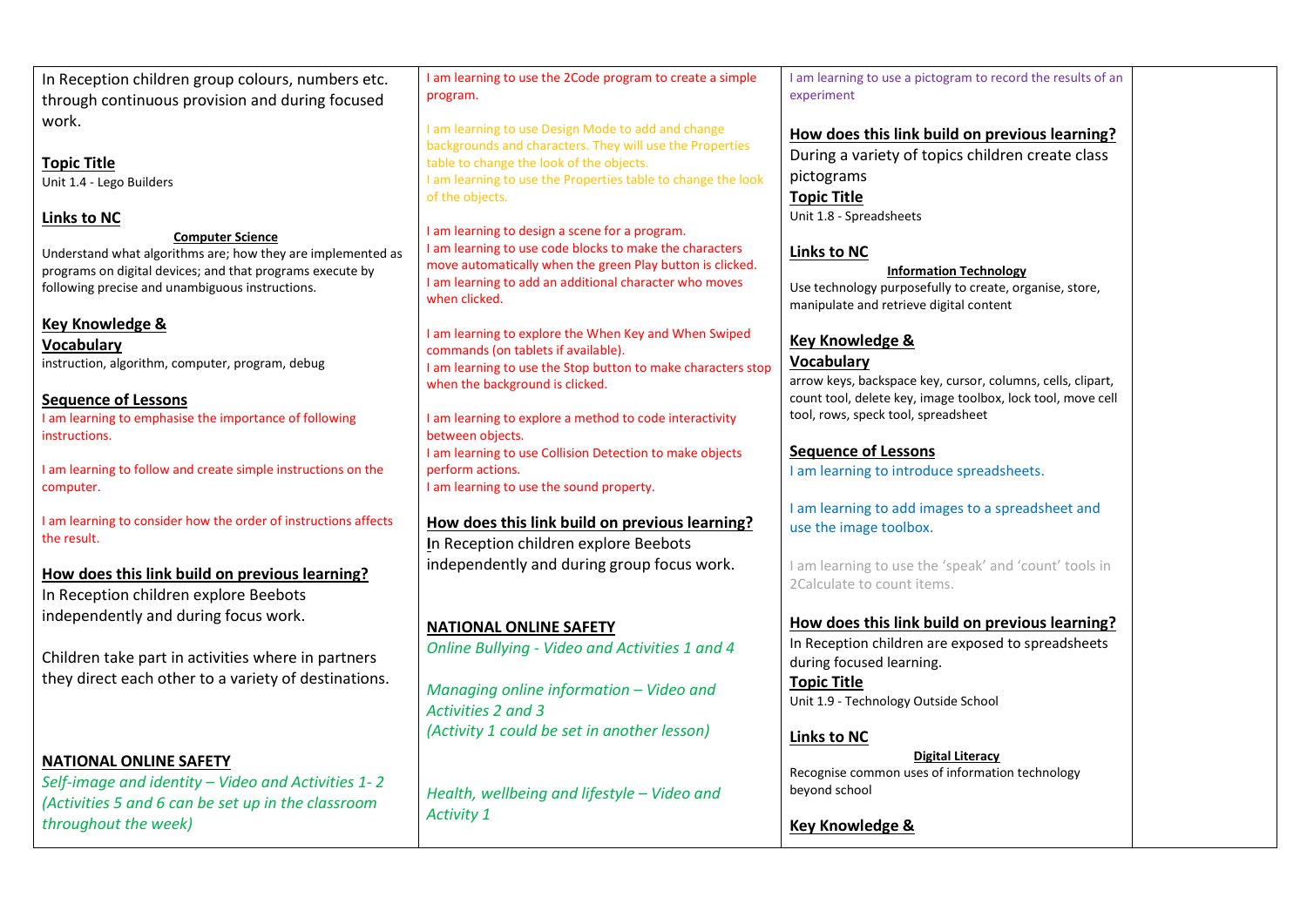In Reception children group colours, numbers etc. through continuous provision and during focused work.

**Topic Title**

Unit 1.4 - Lego Builders

**Links to NC**

**Computer Science**

Understand what algorithms are; how they are implemented as programs on digital devices; and that programs execute by following precise and unambiguous instructions.

**Key Knowledge & Vocabulary**

instruction, algorithm, computer, program, debug

**Sequence of Lessons**

I am learning to emphasise the importance of following instructions.

I am learning to follow and create simple instructions on the computer.

I am learning to consider how the order of instructions affects the result.

**How does this link build on previous learning?**

In Reception children explore Beebots independently and during focus work.

Children take part in activities where in partners they direct each other to a variety of destinations.

**NATIONAL ONLINE SAFETY**

*Self-image and identity – Video and Activities 1- 2*
*(Activities 5 and 6 can be set up in the classroom throughout the week)*

I am learning to use the 2Code program to create a simple program.

I am learning to use Design Mode to add and change backgrounds and characters. They will use the Properties table to change the look of the objects.
I am learning to use the Properties table to change the look of the objects.

I am learning to design a scene for a program.
I am learning to use code blocks to make the characters move automatically when the green Play button is clicked.
I am learning to add an additional character who moves when clicked.

I am learning to explore the When Key and When Swiped commands (on tablets if available).
I am learning to use the Stop button to make characters stop when the background is clicked.

I am learning to explore a method to code interactivity between objects.
I am learning to use Collision Detection to make objects perform actions.
I am learning to use the sound property.

**How does this link build on previous learning?**

In Reception children explore Beebots independently and during group focus work.

**NATIONAL ONLINE SAFETY**

*Online Bullying - Video and Activities 1 and 4*

*Managing online information – Video and Activities 2 and 3*
*(Activity 1 could be set in another lesson)*

*Health, wellbeing and lifestyle – Video and Activity 1*

I am learning to use a pictogram to record the results of an experiment

**How does this link build on previous learning?**

During a variety of topics children create class pictograms

**Topic Title**

Unit 1.8 - Spreadsheets

**Links to NC**

**Information Technology**

Use technology purposefully to create, organise, store, manipulate and retrieve digital content

**Key Knowledge & Vocabulary**

arrow keys, backspace key, cursor, columns, cells, clipart, count tool, delete key, image toolbox, lock tool, move cell tool, rows, speck tool, spreadsheet

**Sequence of Lessons**

I am learning to introduce spreadsheets.

I am learning to add images to a spreadsheet and use the image toolbox.

I am learning to use the 'speak' and 'count' tools in 2Calculate to count items.

**How does this link build on previous learning?**

In Reception children are exposed to spreadsheets during focused learning.

**Topic Title**

Unit 1.9 - Technology Outside School

**Links to NC**

**Digital Literacy**

Recognise common uses of information technology beyond school

**Key Knowledge &**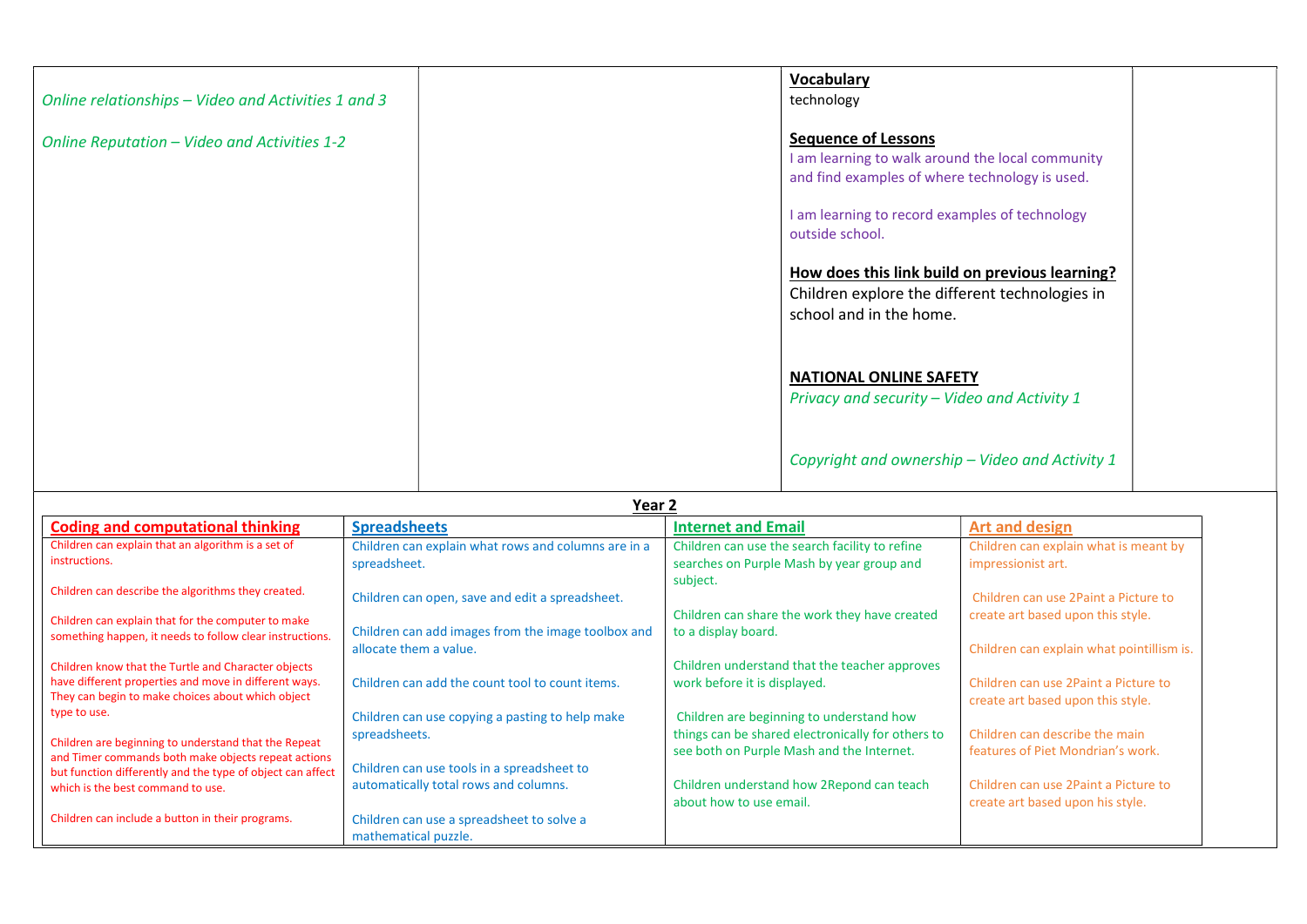| | | | |
|---|---|---|---|
| *Online relationships – Video and Activities 1 and 3*<br><br>*Online Reputation – Video and Activities 1-2* | | **Vocabulary**<br>technology<br><br>**Sequence of Lessons**<br>I am learning to walk around the local community and find examples of where technology is used.<br><br>I am learning to record examples of technology outside school.<br><br>**How does this link build on previous learning?**<br>Children explore the different technologies in school and in the home.<br><br>**NATIONAL ONLINE SAFETY**<br>*Privacy and security – Video and Activity 1*<br><br>*Copyright and ownership – Video and Activity 1* | |

## Year 2

| Coding and computational thinking | Spreadsheets | Internet and Email | Art and design |
|---|---|---|---|
| Children can explain that an algorithm is a set of instructions.<br><br>Children can describe the algorithms they created.<br><br>Children can explain that for the computer to make something happen, it needs to follow clear instructions.<br><br>Children know that the Turtle and Character objects have different properties and move in different ways. They can begin to make choices about which object type to use.<br><br>Children are beginning to understand that the Repeat and Timer commands both make objects repeat actions but function differently and the type of object can affect which is the best command to use.<br><br>Children can include a button in their programs. | Children can explain what rows and columns are in a spreadsheet.<br><br>Children can open, save and edit a spreadsheet.<br><br>Children can add images from the image toolbox and allocate them a value.<br><br>Children can add the count tool to count items.<br><br>Children can use copying a pasting to help make spreadsheets.<br><br>Children can use tools in a spreadsheet to automatically total rows and columns.<br><br>Children can use a spreadsheet to solve a mathematical puzzle. | Children can use the search facility to refine searches on Purple Mash by year group and subject.<br><br>Children can share the work they have created to a display board.<br><br>Children understand that the teacher approves work before it is displayed.<br><br>Children are beginning to understand how things can be shared electronically for others to see both on Purple Mash and the Internet.<br><br>Children understand how 2Repond can teach about how to use email. | Children can explain what is meant by impressionist art.<br><br>Children can use 2Paint a Picture to create art based upon this style.<br><br>Children can explain what pointillism is.<br><br>Children can use 2Paint a Picture to create art based upon this style.<br><br>Children can describe the main features of Piet Mondrian's work.<br><br>Children can use 2Paint a Picture to create art based upon his style. |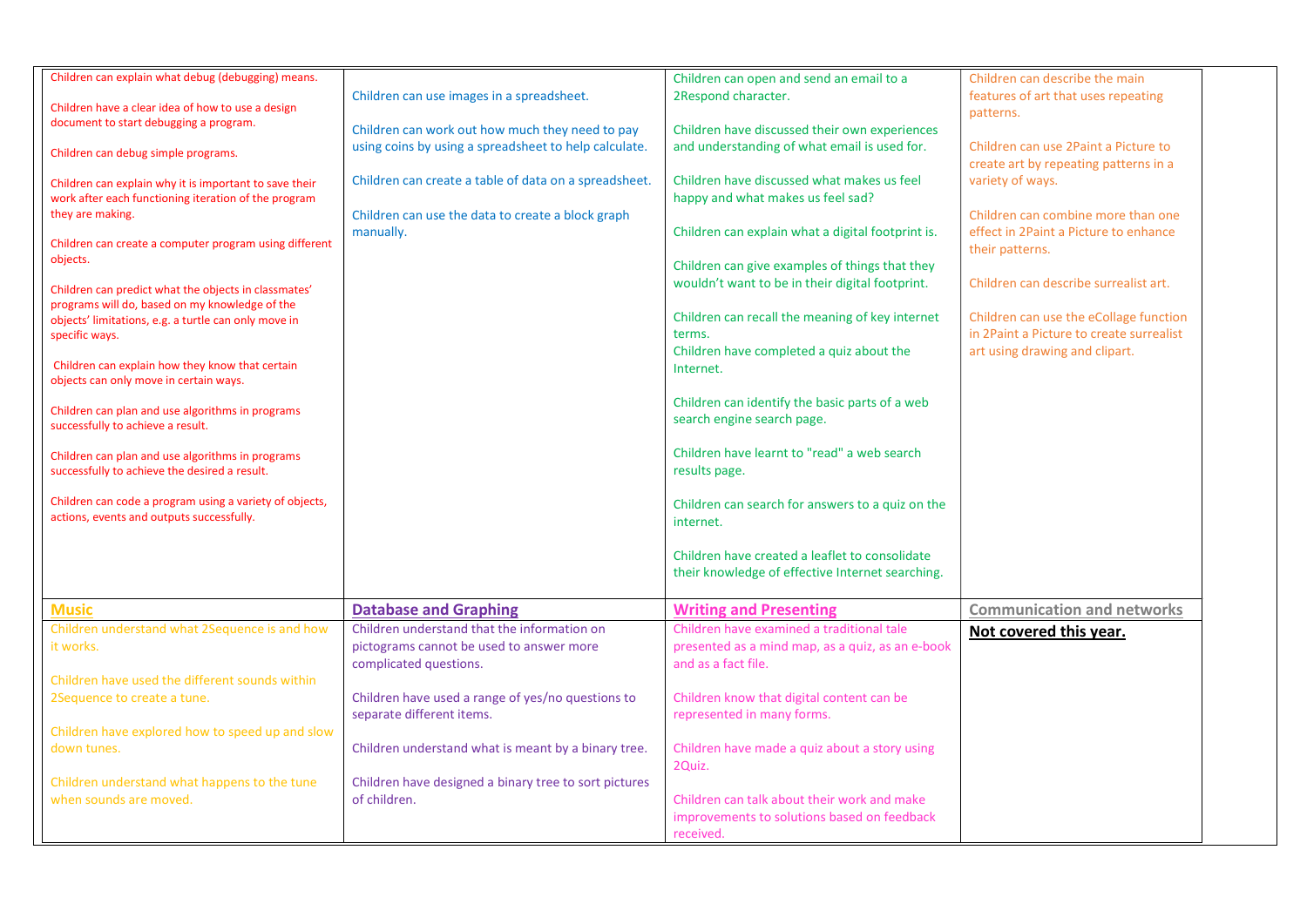| | | | |
|---|---|---|---|
| Children can explain what debug (debugging) means.<br><br>Children have a clear idea of how to use a design document to start debugging a program.<br><br>Children can debug simple programs.<br><br>Children can explain why it is important to save their work after each functioning iteration of the program they are making.<br><br>Children can create a computer program using different objects.<br><br>Children can predict what the objects in classmates' programs will do, based on my knowledge of the objects' limitations, e.g. a turtle can only move in specific ways.<br><br>Children can explain how they know that certain objects can only move in certain ways.<br><br>Children can plan and use algorithms in programs successfully to achieve a result.<br><br>Children can plan and use algorithms in programs successfully to achieve the desired a result.<br><br>Children can code a program using a variety of objects, actions, events and outputs successfully. | Children can use images in a spreadsheet.<br><br>Children can work out how much they need to pay using coins by using a spreadsheet to help calculate.<br><br>Children can create a table of data on a spreadsheet.<br><br>Children can use the data to create a block graph manually. | Children can open and send an email to a 2Respond character.<br><br>Children have discussed their own experiences and understanding of what email is used for.<br><br>Children have discussed what makes us feel happy and what makes us feel sad?<br><br>Children can explain what a digital footprint is.<br><br>Children can give examples of things that they wouldn't want to be in their digital footprint.<br><br>Children can recall the meaning of key internet terms.<br>Children have completed a quiz about the Internet.<br><br>Children can identify the basic parts of a web search engine search page.<br><br>Children have learnt to "read" a web search results page.<br><br>Children can search for answers to a quiz on the internet.<br><br>Children have created a leaflet to consolidate their knowledge of effective Internet searching. | Children can describe the main features of art that uses repeating patterns.<br><br>Children can use 2Paint a Picture to create art by repeating patterns in a variety of ways.<br><br>Children can combine more than one effect in 2Paint a Picture to enhance their patterns.<br><br>Children can describe surrealist art.<br><br>Children can use the eCollage function in 2Paint a Picture to create surrealist art using drawing and clipart. |
| **Music** | **Database and Graphing** | **Writing and Presenting** | **Communication and networks** |
| Children understand what 2Sequence is and how it works.<br><br>Children have used the different sounds within 2Sequence to create a tune.<br><br>Children have explored how to speed up and slow down tunes.<br><br>Children understand what happens to the tune when sounds are moved. | Children understand that the information on pictograms cannot be used to answer more complicated questions.<br><br>Children have used a range of yes/no questions to separate different items.<br><br>Children understand what is meant by a binary tree.<br><br>Children have designed a binary tree to sort pictures of children. | Children have examined a traditional tale presented as a mind map, as a quiz, as an e-book and as a fact file.<br><br>Children know that digital content can be represented in many forms.<br><br>Children have made a quiz about a story using 2Quiz.<br><br>Children can talk about their work and make improvements to solutions based on feedback received. | **Not covered this year.** |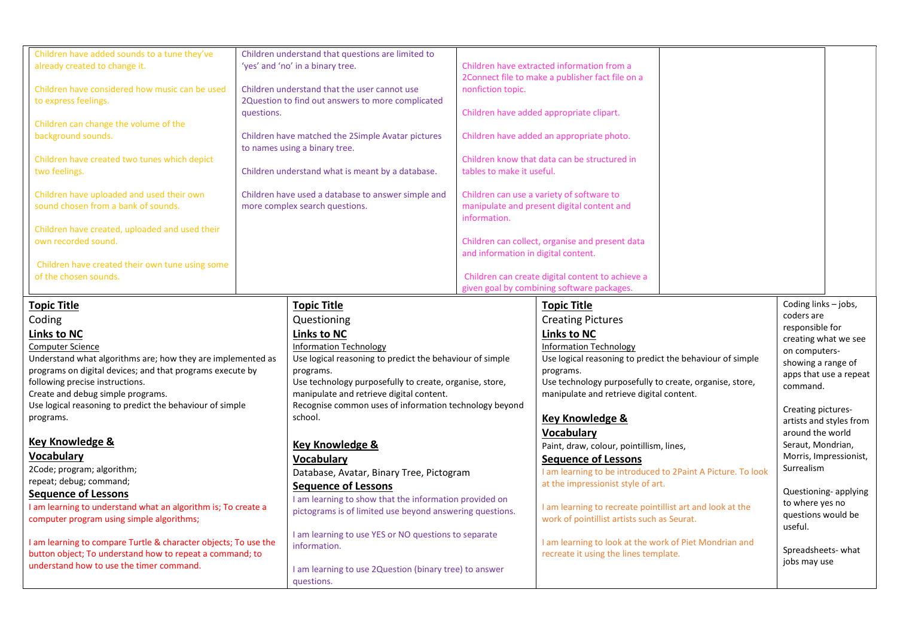| | | | |
|---|---|---|---|
| Children have added sounds to a tune they've already created to change it.<br><br>Children have considered how music can be used to express feelings.<br><br>Children can change the volume of the background sounds.<br><br>Children have created two tunes which depict two feelings.<br><br>Children have uploaded and used their own sound chosen from a bank of sounds.<br><br>Children have created, uploaded and used their own recorded sound.<br><br>Children have created their own tune using some of the chosen sounds. | Children understand that questions are limited to 'yes' and 'no' in a binary tree.<br><br>Children understand that the user cannot use 2Question to find out answers to more complicated questions.<br><br>Children have matched the 2Simple Avatar pictures to names using a binary tree.<br><br>Children understand what is meant by a database.<br><br>Children have used a database to answer simple and more complex search questions. | Children have extracted information from a 2Connect file to make a publisher fact file on a nonfiction topic.<br><br>Children have added appropriate clipart.<br><br>Children have added an appropriate photo.<br><br>Children know that data can be structured in tables to make it useful.<br><br>Children can use a variety of software to manipulate and present digital content and information.<br><br>Children can collect, organise and present data and information in digital content.<br><br>Children can create digital content to achieve a given goal by combining software packages. | |

| | | | |
|---|---|---|---|
| **Topic Title**<br>Coding<br>**Links to NC**<br>Computer Science<br>Understand what algorithms are; how they are implemented as programs on digital devices; and that programs execute by following precise instructions.<br>Create and debug simple programs.<br>Use logical reasoning to predict the behaviour of simple programs.<br><br>**Key Knowledge & Vocabulary**<br>2Code; program; algorithm; repeat; debug; command;<br>**Sequence of Lessons**<br>I am learning to understand what an algorithm is; To create a computer program using simple algorithms;<br><br>I am learning to compare Turtle & character objects; To use the button object; To understand how to repeat a command; to understand how to use the timer command. | **Topic Title**<br>Questioning<br>**Links to NC**<br>Information Technology<br>Use logical reasoning to predict the behaviour of simple programs.<br>Use technology purposefully to create, organise, store, manipulate and retrieve digital content.<br>Recognise common uses of information technology beyond school.<br><br>**Key Knowledge & Vocabulary**<br>Database, Avatar, Binary Tree, Pictogram<br>**Sequence of Lessons**<br>I am learning to show that the information provided on pictograms is of limited use beyond answering questions.<br><br>I am learning to use YES or NO questions to separate information.<br><br>I am learning to use 2Question (binary tree) to answer questions. | **Topic Title**<br>Creating Pictures<br>**Links to NC**<br>Information Technology<br>Use logical reasoning to predict the behaviour of simple programs.<br>Use technology purposefully to create, organise, store, manipulate and retrieve digital content.<br><br>**Key Knowledge & Vocabulary**<br>Paint, draw, colour, pointillism, lines,<br>**Sequence of Lessons**<br>I am learning to be introduced to 2Paint A Picture. To look at the impressionist style of art.<br><br>I am learning to recreate pointillist art and look at the work of pointillist artists such as Seurat.<br><br>I am learning to look at the work of Piet Mondrian and recreate it using the lines template. | Coding links – jobs, coders are responsible for creating what we see on computers- showing a range of apps that use a repeat command.<br><br>Creating pictures- artists and styles from around the world Seraut, Mondrian, Morris, Impressionist, Surrealism<br><br>Questioning- applying to where yes no questions would be useful.<br><br>Spreadsheets- what jobs may use |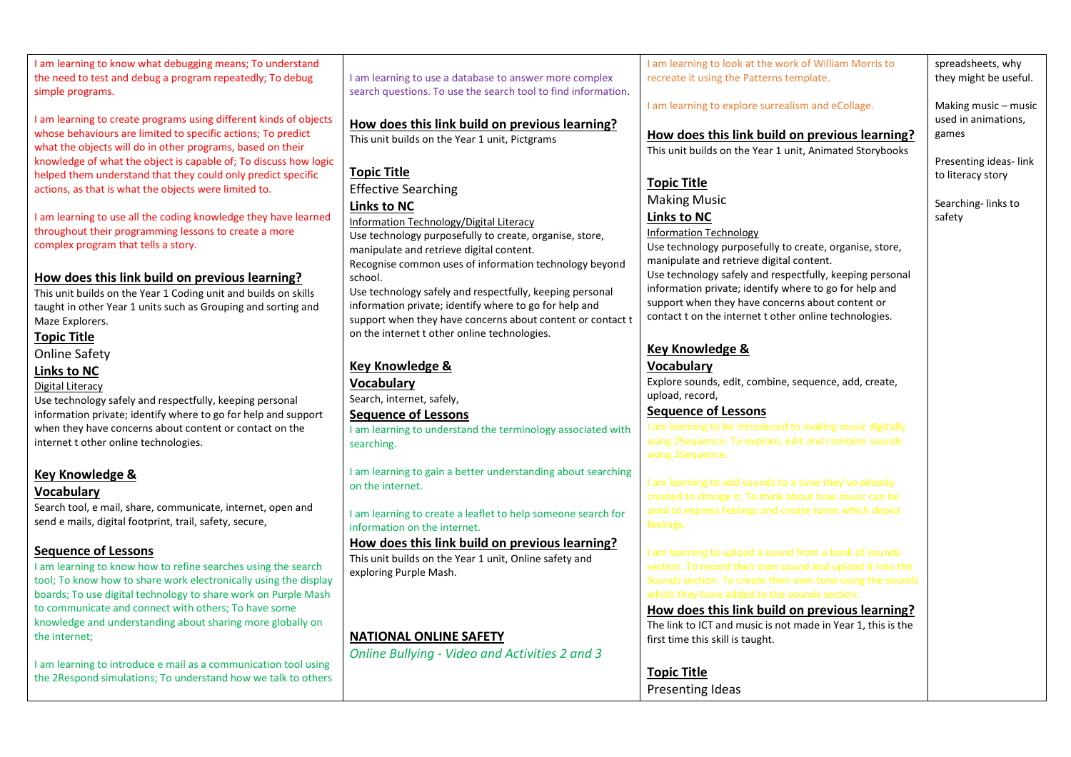I am learning to know what debugging means; To understand the need to test and debug a program repeatedly; To debug simple programs.

I am learning to create programs using different kinds of objects whose behaviours are limited to specific actions; To predict what the objects will do in other programs, based on their knowledge of what the object is capable of; To discuss how logic helped them understand that they could only predict specific actions, as that is what the objects were limited to.

I am learning to use all the coding knowledge they have learned throughout their programming lessons to create a more complex program that tells a story.

**How does this link build on previous learning?**

This unit builds on the Year 1 Coding unit and builds on skills taught in other Year 1 units such as Grouping and sorting and Maze Explorers.

**Topic Title**

Online Safety

**Links to NC**

Digital Literacy

Use technology safely and respectfully, keeping personal information private; identify where to go for help and support when they have concerns about content or contact on the internet t other online technologies.

**Key Knowledge & Vocabulary**

Search tool, e mail, share, communicate, internet, open and send e mails, digital footprint, trail, safety, secure,

**Sequence of Lessons**

I am learning to know how to refine searches using the search tool; To know how to share work electronically using the display boards; To use digital technology to share work on Purple Mash to communicate and connect with others; To have some knowledge and understanding about sharing more globally on the internet;

I am learning to introduce e mail as a communication tool using the 2Respond simulations; To understand how we talk to others

I am learning to use a database to answer more complex search questions. To use the search tool to find information.

**How does this link build on previous learning?**

This unit builds on the Year 1 unit, Pictgrams

**Topic Title**

Effective Searching

**Links to NC**

Information Technology/Digital Literacy

Use technology purposefully to create, organise, store, manipulate and retrieve digital content.

Recognise common uses of information technology beyond school.

Use technology safely and respectfully, keeping personal information private; identify where to go for help and support when they have concerns about content or contact t on the internet t other online technologies.

**Key Knowledge & Vocabulary**

Search, internet, safely,

**Sequence of Lessons**

I am learning to understand the terminology associated with searching.

I am learning to gain a better understanding about searching on the internet.

I am learning to create a leaflet to help someone search for information on the internet.

**How does this link build on previous learning?**

This unit builds on the Year 1 unit, Online safety and exploring Purple Mash.

**NATIONAL ONLINE SAFETY**

*Online Bullying - Video and Activities 2 and 3*

I am learning to look at the work of William Morris to recreate it using the Patterns template.

I am learning to explore surrealism and eCollage.

**How does this link build on previous learning?**

This unit builds on the Year 1 unit, Animated Storybooks

**Topic Title**

Making Music

**Links to NC**

Information Technology

Use technology purposefully to create, organise, store, manipulate and retrieve digital content.

Use technology safely and respectfully, keeping personal information private; identify where to go for help and support when they have concerns about content or contact t on the internet t other online technologies.

**Key Knowledge & Vocabulary**

Explore sounds, edit, combine, sequence, add, create, upload, record,

**Sequence of Lessons**

I am learning to be introduced to making music digitally using 2Sequence. To explore, edit and combine sounds using 2Sequence.

I am learning to add sounds to a tune they've already created to change it. To think about how music can be used to express feelings and create tunes which depict feelings.

I am learning to upload a sound from a bank of sounds section. To record their own sound and upload it into the Sounds section. To create their own tune using the sounds which they have added to the sounds section.

**How does this link build on previous learning?**

The link to ICT and music is not made in Year 1, this is the first time this skill is taught.

**Topic Title**

Presenting Ideas

spreadsheets, why they might be useful.

Making music – music used in animations, games

Presenting ideas- link to literacy story

Searching- links to safety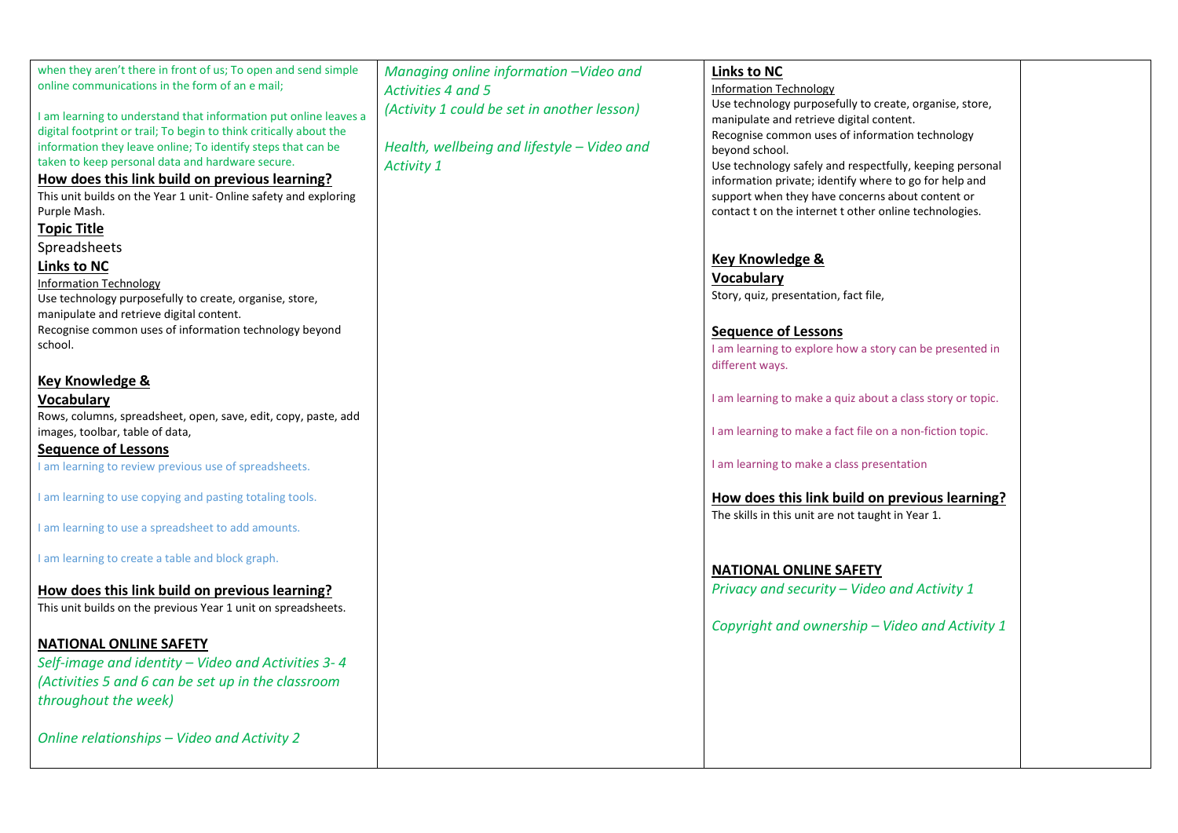when they aren't there in front of us; To open and send simple online communications in the form of an e mail;

I am learning to understand that information put online leaves a digital footprint or trail; To begin to think critically about the information they leave online; To identify steps that can be taken to keep personal data and hardware secure.

**How does this link build on previous learning?**

This unit builds on the Year 1 unit- Online safety and exploring Purple Mash.

**Topic Title**

Spreadsheets

**Links to NC**

Information Technology

Use technology purposefully to create, organise, store, manipulate and retrieve digital content.
Recognise common uses of information technology beyond school.

**Key Knowledge & Vocabulary**

Rows, columns, spreadsheet, open, save, edit, copy, paste, add images, toolbar, table of data,

**Sequence of Lessons**

I am learning to review previous use of spreadsheets.

I am learning to use copying and pasting totaling tools.

I am learning to use a spreadsheet to add amounts.

I am learning to create a table and block graph.

**How does this link build on previous learning?**

This unit builds on the previous Year 1 unit on spreadsheets.

**NATIONAL ONLINE SAFETY**

*Self-image and identity – Video and Activities 3- 4 (Activities 5 and 6 can be set up in the classroom throughout the week)*

*Online relationships – Video and Activity 2*

*Managing online information –Video and Activities 4 and 5 (Activity 1 could be set in another lesson)*

*Health, wellbeing and lifestyle – Video and Activity 1*

**Links to NC**

Information Technology

Use technology purposefully to create, organise, store, manipulate and retrieve digital content.
Recognise common uses of information technology beyond school.
Use technology safely and respectfully, keeping personal information private; identify where to go for help and support when they have concerns about content or contact t on the internet t other online technologies.

**Key Knowledge & Vocabulary**

Story, quiz, presentation, fact file,

**Sequence of Lessons**

I am learning to explore how a story can be presented in different ways.

I am learning to make a quiz about a class story or topic.

I am learning to make a fact file on a non-fiction topic.

I am learning to make a class presentation

**How does this link build on previous learning?**

The skills in this unit are not taught in Year 1.

**NATIONAL ONLINE SAFETY**

*Privacy and security – Video and Activity 1*

*Copyright and ownership – Video and Activity 1*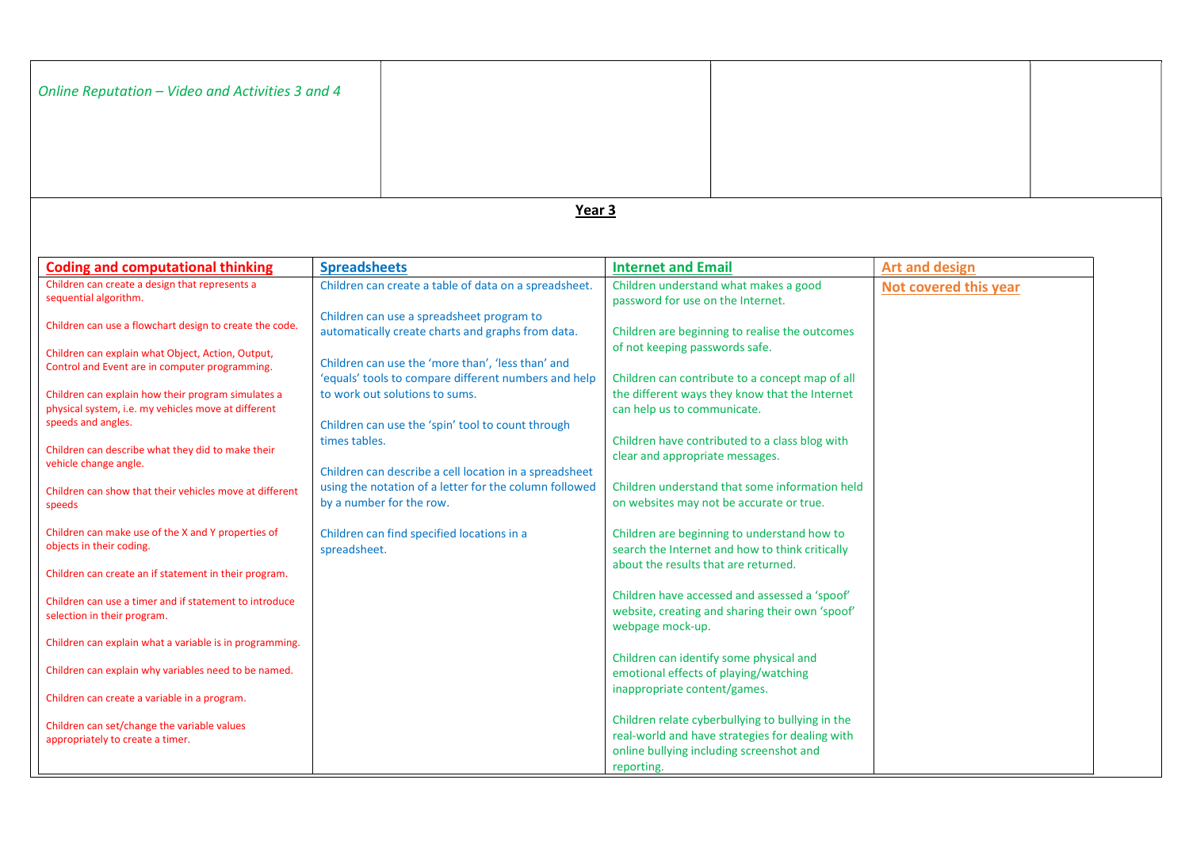| *Online Reputation – Video and Activities 3 and 4* | | | |
|---|---|---|---|

## Year 3

| Coding and computational thinking | Spreadsheets | Internet and Email | Art and design |
|---|---|---|---|
| Children can create a design that represents a sequential algorithm.<br><br>Children can use a flowchart design to create the code.<br><br>Children can explain what Object, Action, Output, Control and Event are in computer programming.<br><br>Children can explain how their program simulates a physical system, i.e. my vehicles move at different speeds and angles.<br><br>Children can describe what they did to make their vehicle change angle.<br><br>Children can show that their vehicles move at different speeds<br><br>Children can make use of the X and Y properties of objects in their coding.<br><br>Children can create an if statement in their program.<br><br>Children can use a timer and if statement to introduce selection in their program.<br><br>Children can explain what a variable is in programming.<br><br>Children can explain why variables need to be named.<br><br>Children can create a variable in a program.<br><br>Children can set/change the variable values appropriately to create a timer. | Children can create a table of data on a spreadsheet.<br><br>Children can use a spreadsheet program to automatically create charts and graphs from data.<br><br>Children can use the 'more than', 'less than' and 'equals' tools to compare different numbers and help to work out solutions to sums.<br><br>Children can use the 'spin' tool to count through times tables.<br><br>Children can describe a cell location in a spreadsheet using the notation of a letter for the column followed by a number for the row.<br><br>Children can find specified locations in a spreadsheet. | Children understand what makes a good password for use on the Internet.<br><br>Children are beginning to realise the outcomes of not keeping passwords safe.<br><br>Children can contribute to a concept map of all the different ways they know that the Internet can help us to communicate.<br><br>Children have contributed to a class blog with clear and appropriate messages.<br><br>Children understand that some information held on websites may not be accurate or true.<br><br>Children are beginning to understand how to search the Internet and how to think critically about the results that are returned.<br><br>Children have accessed and assessed a 'spoof' website, creating and sharing their own 'spoof' webpage mock-up.<br><br>Children can identify some physical and emotional effects of playing/watching inappropriate content/games.<br><br>Children relate cyberbullying to bullying in the real-world and have strategies for dealing with online bullying including screenshot and reporting. | **Not covered this year** |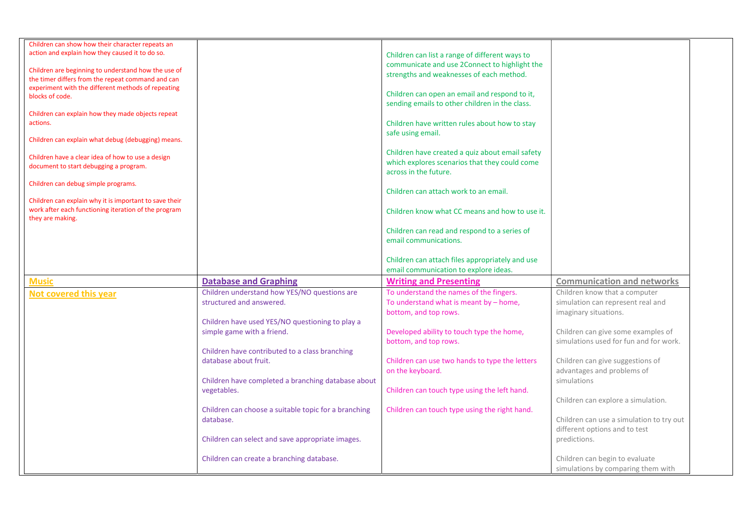| | | | |
|---|---|---|---|
| Children can show how their character repeats an action and explain how they caused it to do so.<br><br>Children are beginning to understand how the use of the timer differs from the repeat command and can experiment with the different methods of repeating blocks of code.<br><br>Children can explain how they made objects repeat actions.<br><br>Children can explain what debug (debugging) means.<br><br>Children have a clear idea of how to use a design document to start debugging a program.<br><br>Children can debug simple programs.<br><br>Children can explain why it is important to save their work after each functioning iteration of the program they are making. | | Children can list a range of different ways to communicate and use 2Connect to highlight the strengths and weaknesses of each method.<br><br>Children can open an email and respond to it, sending emails to other children in the class.<br><br>Children have written rules about how to stay safe using email.<br><br>Children have created a quiz about email safety which explores scenarios that they could come across in the future.<br><br>Children can attach work to an email.<br><br>Children know what CC means and how to use it.<br><br>Children can read and respond to a series of email communications.<br><br>Children can attach files appropriately and use email communication to explore ideas. | |
| **Music** | **Database and Graphing** | **Writing and Presenting** | **Communication and networks** |
| **Not covered this year** | Children understand how YES/NO questions are structured and answered.<br><br>Children have used YES/NO questioning to play a simple game with a friend.<br><br>Children have contributed to a class branching database about fruit.<br><br>Children have completed a branching database about vegetables.<br><br>Children can choose a suitable topic for a branching database.<br><br>Children can select and save appropriate images.<br><br>Children can create a branching database. | To understand the names of the fingers.<br>To understand what is meant by – home, bottom, and top rows.<br><br>Developed ability to touch type the home, bottom, and top rows.<br><br>Children can use two hands to type the letters on the keyboard.<br><br>Children can touch type using the left hand.<br><br>Children can touch type using the right hand. | Children know that a computer simulation can represent real and imaginary situations.<br><br>Children can give some examples of simulations used for fun and for work.<br><br>Children can give suggestions of advantages and problems of simulations<br><br>Children can explore a simulation.<br><br>Children can use a simulation to try out different options and to test predictions.<br><br>Children can begin to evaluate simulations by comparing them with |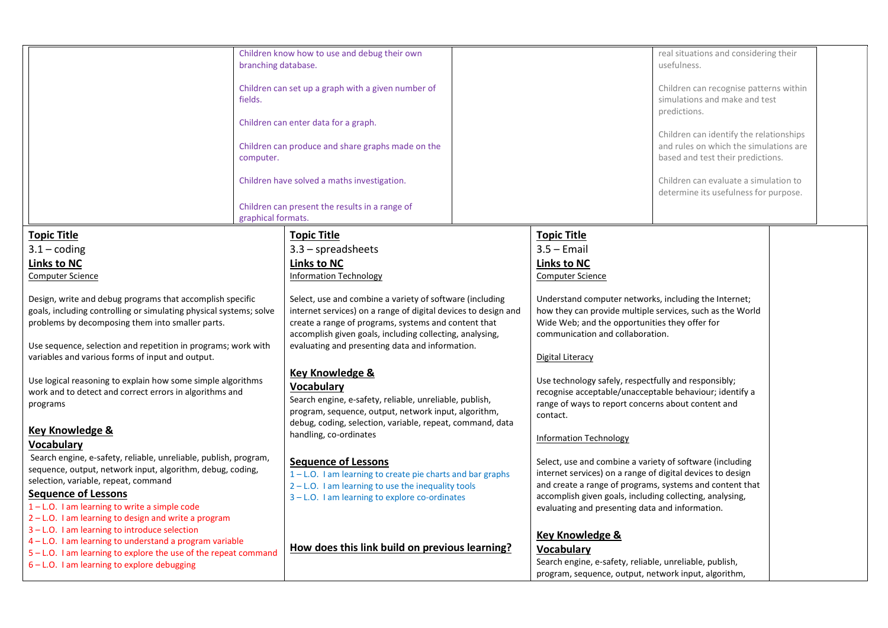| | | | |
|---|---|---|---|
| | Children know how to use and debug their own branching database.<br><br>Children can set up a graph with a given number of fields.<br><br>Children can enter data for a graph.<br><br>Children can produce and share graphs made on the computer.<br><br>Children have solved a maths investigation.<br><br>Children can present the results in a range of graphical formats. | | real situations and considering their usefulness.<br><br>Children can recognise patterns within simulations and make and test predictions.<br><br>Children can identify the relationships and rules on which the simulations are based and test their predictions.<br><br>Children can evaluate a simulation to determine its usefulness for purpose. |

| | | | |
|---|---|---|---|
| **Topic Title**<br>3.1 – coding<br>**Links to NC**<br>Computer Science<br><br>Design, write and debug programs that accomplish specific goals, including controlling or simulating physical systems; solve problems by decomposing them into smaller parts.<br><br>Use sequence, selection and repetition in programs; work with variables and various forms of input and output.<br><br>Use logical reasoning to explain how some simple algorithms work and to detect and correct errors in algorithms and programs<br><br>**Key Knowledge & Vocabulary**<br>Search engine, e-safety, reliable, unreliable, publish, program, sequence, output, network input, algorithm, debug, coding, selection, variable, repeat, command<br>**Sequence of Lessons**<br>1 – L.O. I am learning to write a simple code<br>2 – L.O. I am learning to design and write a program<br>3 – L.O. I am learning to introduce selection<br>4 – L.O. I am learning to understand a program variable<br>5 – L.O. I am learning to explore the use of the repeat command<br>6 – L.O. I am learning to explore debugging | **Topic Title**<br>3.3 – spreadsheets<br>**Links to NC**<br>Information Technology<br><br>Select, use and combine a variety of software (including internet services) on a range of digital devices to design and create a range of programs, systems and content that accomplish given goals, including collecting, analysing, evaluating and presenting data and information.<br><br>**Key Knowledge & Vocabulary**<br>Search engine, e-safety, reliable, unreliable, publish, program, sequence, output, network input, algorithm, debug, coding, selection, variable, repeat, command, data handling, co-ordinates<br><br>**Sequence of Lessons**<br>1 – L.O. I am learning to create pie charts and bar graphs<br>2 – L.O. I am learning to use the inequality tools<br>3 – L.O. I am learning to explore co-ordinates<br><br>**How does this link build on previous learning?** | **Topic Title**<br>3.5 – Email<br>**Links to NC**<br>Computer Science<br><br>Understand computer networks, including the Internet; how they can provide multiple services, such as the World Wide Web; and the opportunities they offer for communication and collaboration.<br><br>Digital Literacy<br><br>Use technology safely, respectfully and responsibly; recognise acceptable/unacceptable behaviour; identify a range of ways to report concerns about content and contact.<br><br>Information Technology<br><br>Select, use and combine a variety of software (including internet services) on a range of digital devices to design and create a range of programs, systems and content that accomplish given goals, including collecting, analysing, evaluating and presenting data and information.<br><br>**Key Knowledge & Vocabulary**<br>Search engine, e-safety, reliable, unreliable, publish, program, sequence, output, network input, algorithm, | |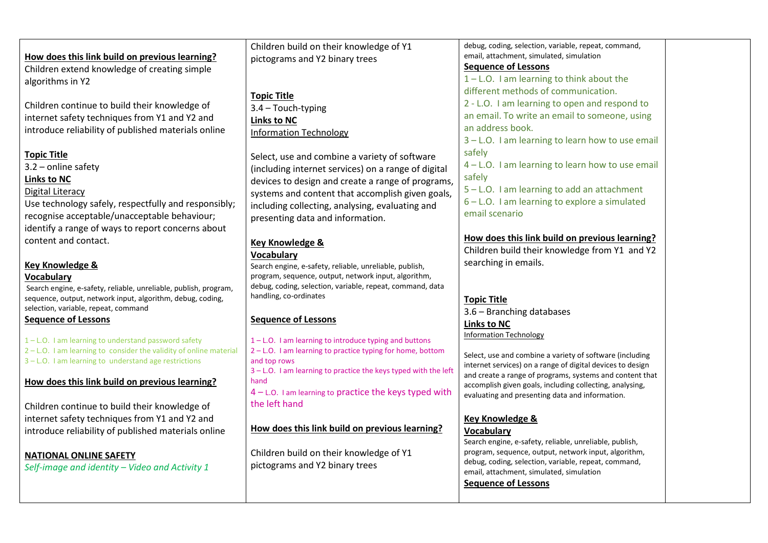| | | | |
|---|---|---|---|
| **How does this link build on previous learning?**<br>Children extend knowledge of creating simple algorithms in Y2<br><br>Children continue to build their knowledge of internet safety techniques from Y1 and Y2 and introduce reliability of published materials online<br><br>**Topic Title**<br>3.2 – online safety<br>**Links to NC**<br>Digital Literacy<br>Use technology safely, respectfully and responsibly; recognise acceptable/unacceptable behaviour; identify a range of ways to report concerns about content and contact.<br><br>**Key Knowledge & Vocabulary**<br>Search engine, e-safety, reliable, unreliable, publish, program, sequence, output, network input, algorithm, debug, coding, selection, variable, repeat, command<br>**Sequence of Lessons**<br>1 – L.O. I am learning to understand password safety<br>2 – L.O. I am learning to consider the validity of online material<br>3 – L.O. I am learning to understand age restrictions<br><br>**How does this link build on previous learning?**<br>Children continue to build their knowledge of internet safety techniques from Y1 and Y2 and introduce reliability of published materials online<br><br>**NATIONAL ONLINE SAFETY**<br>*Self-image and identity – Video and Activity 1* | Children build on their knowledge of Y1 pictograms and Y2 binary trees<br><br>**Topic Title**<br>3.4 – Touch-typing<br>**Links to NC**<br>Information Technology<br><br>Select, use and combine a variety of software (including internet services) on a range of digital devices to design and create a range of programs, systems and content that accomplish given goals, including collecting, analysing, evaluating and presenting data and information.<br><br>**Key Knowledge & Vocabulary**<br>Search engine, e-safety, reliable, unreliable, publish, program, sequence, output, network input, algorithm, debug, coding, selection, variable, repeat, command, data handling, co-ordinates<br><br>**Sequence of Lessons**<br>1 – L.O. I am learning to introduce typing and buttons<br>2 – L.O. I am learning to practice typing for home, bottom and top rows<br>3 – L.O. I am learning to practice the keys typed with the left hand<br>4 – L.O. I am learning to practice the keys typed with the left hand<br><br>**How does this link build on previous learning?**<br><br>Children build on their knowledge of Y1 pictograms and Y2 binary trees | debug, coding, selection, variable, repeat, command, email, attachment, simulated, simulation<br>**Sequence of Lessons**<br>1 – L.O. I am learning to think about the different methods of communication.<br>2 - L.O. I am learning to open and respond to an email. To write an email to someone, using an address book.<br>3 – L.O. I am learning to learn how to use email safely<br>4 – L.O. I am learning to learn how to use email safely<br>5 – L.O. I am learning to add an attachment<br>6 – L.O. I am learning to explore a simulated email scenario<br><br>**How does this link build on previous learning?**<br>Children build their knowledge from Y1 and Y2 searching in emails.<br><br>**Topic Title**<br>3.6 – Branching databases<br>**Links to NC**<br>Information Technology<br><br>Select, use and combine a variety of software (including internet services) on a range of digital devices to design and create a range of programs, systems and content that accomplish given goals, including collecting, analysing, evaluating and presenting data and information.<br><br>**Key Knowledge & Vocabulary**<br>Search engine, e-safety, reliable, unreliable, publish, program, sequence, output, network input, algorithm, debug, coding, selection, variable, repeat, command, email, attachment, simulated, simulation<br>**Sequence of Lessons** | |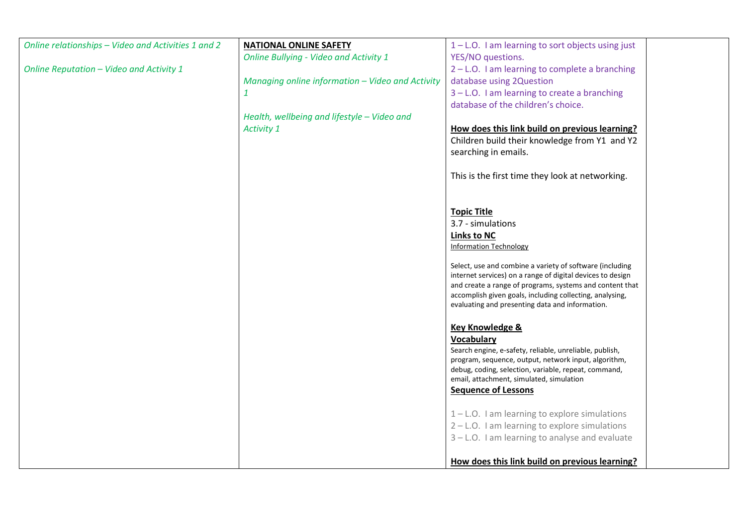| | | | |
|---|---|---|---|
| *Online relationships – Video and Activities 1 and 2*<br><br>*Online Reputation – Video and Activity 1* | **NATIONAL ONLINE SAFETY**<br>*Online Bullying - Video and Activity 1*<br><br>*Managing online information – Video and Activity 1*<br><br>*Health, wellbeing and lifestyle – Video and Activity 1* | 1 – L.O. I am learning to sort objects using just YES/NO questions.<br>2 – L.O. I am learning to complete a branching database using 2Question<br>3 – L.O. I am learning to create a branching database of the children's choice.<br><br>**How does this link build on previous learning?**<br>Children build their knowledge from Y1 and Y2 searching in emails.<br><br>This is the first time they look at networking.<br><br>**Topic Title**<br>3.7 - simulations<br>**Links to NC**<br>Information Technology<br><br>Select, use and combine a variety of software (including internet services) on a range of digital devices to design and create a range of programs, systems and content that accomplish given goals, including collecting, analysing, evaluating and presenting data and information.<br><br>**Key Knowledge & Vocabulary**<br>Search engine, e-safety, reliable, unreliable, publish, program, sequence, output, network input, algorithm, debug, coding, selection, variable, repeat, command, email, attachment, simulated, simulation<br>**Sequence of Lessons**<br><br>1 – L.O. I am learning to explore simulations<br>2 – L.O. I am learning to explore simulations<br>3 – L.O. I am learning to analyse and evaluate<br><br>**How does this link build on previous learning?** | |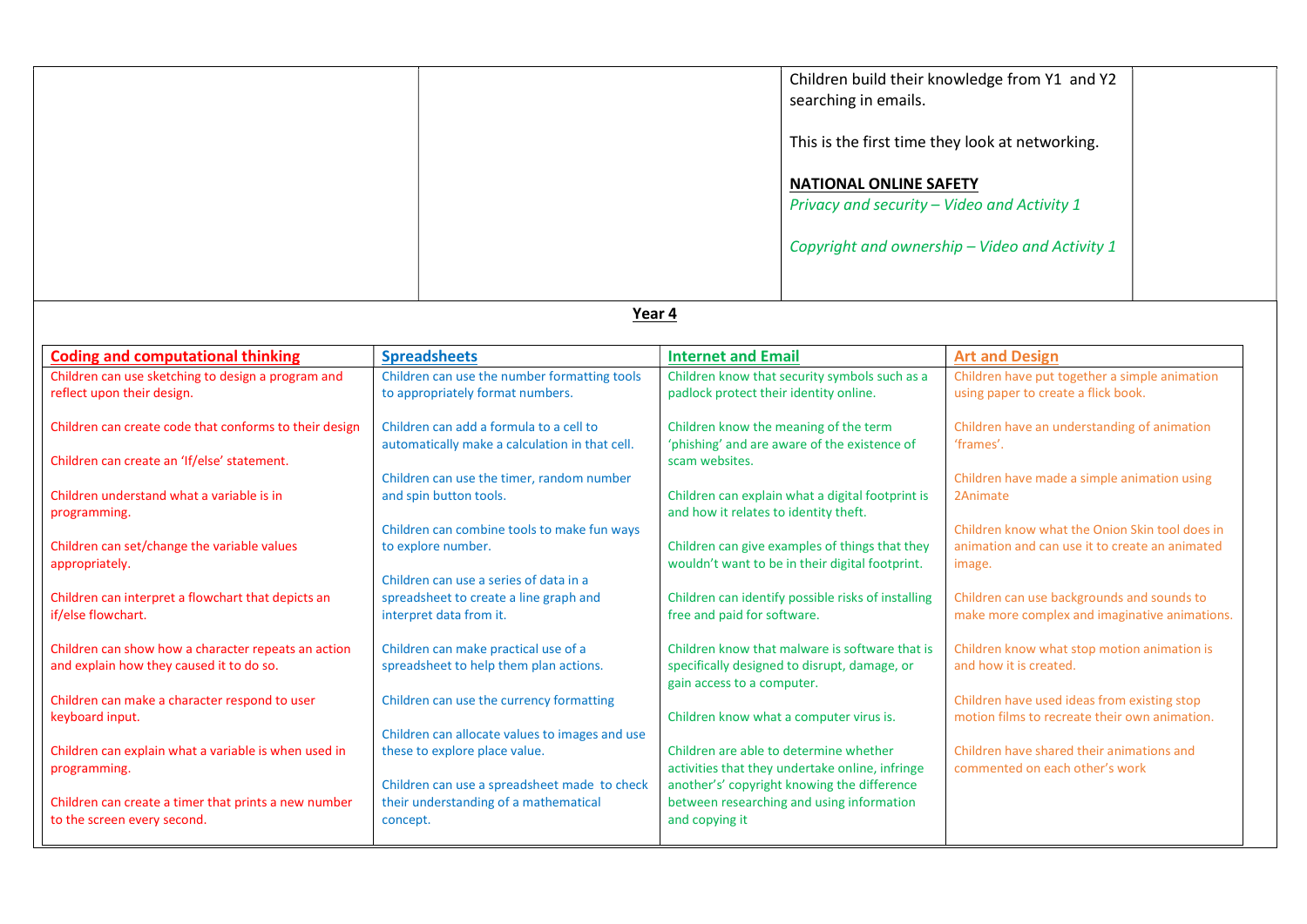| | | | |
|---|---|---|---|
| | | Children build their knowledge from Y1 and Y2 searching in emails.<br><br>This is the first time they look at networking.<br><br>**NATIONAL ONLINE SAFETY**<br>*Privacy and security – Video and Activity 1*<br><br>*Copyright and ownership – Video and Activity 1* | |

## Year 4

| Coding and computational thinking | Spreadsheets | Internet and Email | Art and Design |
|---|---|---|---|
| Children can use sketching to design a program and reflect upon their design.<br><br>Children can create code that conforms to their design<br><br>Children can create an 'If/else' statement.<br><br>Children understand what a variable is in programming.<br><br>Children can set/change the variable values appropriately.<br><br>Children can interpret a flowchart that depicts an if/else flowchart.<br><br>Children can show how a character repeats an action and explain how they caused it to do so.<br><br>Children can make a character respond to user keyboard input.<br><br>Children can explain what a variable is when used in programming.<br><br>Children can create a timer that prints a new number to the screen every second. | Children can use the number formatting tools to appropriately format numbers.<br><br>Children can add a formula to a cell to automatically make a calculation in that cell.<br><br>Children can use the timer, random number and spin button tools.<br><br>Children can combine tools to make fun ways to explore number.<br><br>Children can use a series of data in a spreadsheet to create a line graph and interpret data from it.<br><br>Children can make practical use of a spreadsheet to help them plan actions.<br><br>Children can use the currency formatting<br><br>Children can allocate values to images and use these to explore place value.<br><br>Children can use a spreadsheet made to check their understanding of a mathematical concept. | Children know that security symbols such as a padlock protect their identity online.<br><br>Children know the meaning of the term 'phishing' and are aware of the existence of scam websites.<br><br>Children can explain what a digital footprint is and how it relates to identity theft.<br><br>Children can give examples of things that they wouldn't want to be in their digital footprint.<br><br>Children can identify possible risks of installing free and paid for software.<br><br>Children know that malware is software that is specifically designed to disrupt, damage, or gain access to a computer.<br><br>Children know what a computer virus is.<br><br>Children are able to determine whether activities that they undertake online, infringe another's' copyright knowing the difference between researching and using information and copying it | Children have put together a simple animation using paper to create a flick book.<br><br>Children have an understanding of animation 'frames'.<br><br>Children have made a simple animation using 2Animate<br><br>Children know what the Onion Skin tool does in animation and can use it to create an animated image.<br><br>Children can use backgrounds and sounds to make more complex and imaginative animations.<br><br>Children know what stop motion animation is and how it is created.<br><br>Children have used ideas from existing stop motion films to recreate their own animation.<br><br>Children have shared their animations and commented on each other's work |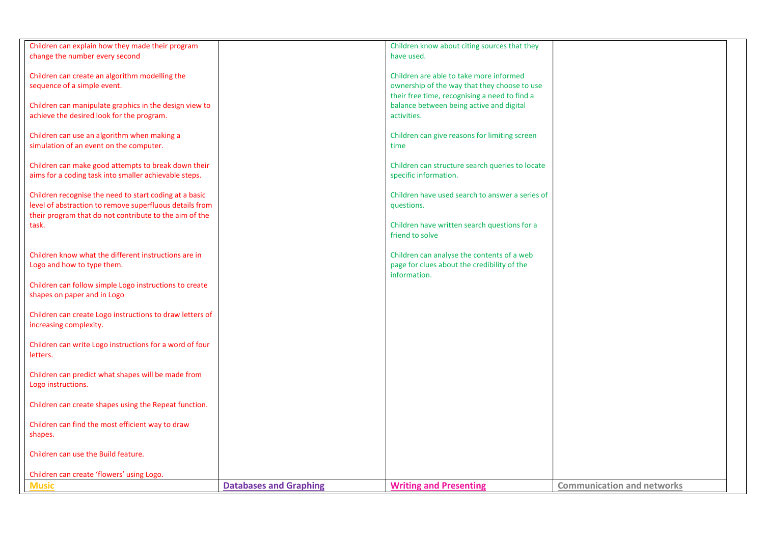| | | | |
|---|---|---|---|
| Children can explain how they made their program change the number every second<br><br>Children can create an algorithm modelling the sequence of a simple event.<br><br>Children can manipulate graphics in the design view to achieve the desired look for the program.<br><br>Children can use an algorithm when making a simulation of an event on the computer.<br><br>Children can make good attempts to break down their aims for a coding task into smaller achievable steps.<br><br>Children recognise the need to start coding at a basic level of abstraction to remove superfluous details from their program that do not contribute to the aim of the task.<br><br>Children know what the different instructions are in Logo and how to type them.<br><br>Children can follow simple Logo instructions to create shapes on paper and in Logo<br><br>Children can create Logo instructions to draw letters of increasing complexity.<br><br>Children can write Logo instructions for a word of four letters.<br><br>Children can predict what shapes will be made from Logo instructions.<br><br>Children can create shapes using the Repeat function.<br><br>Children can find the most efficient way to draw shapes.<br><br>Children can use the Build feature.<br><br>Children can create 'flowers' using Logo. | | Children know about citing sources that they have used.<br><br>Children are able to take more informed ownership of the way that they choose to use their free time, recognising a need to find a balance between being active and digital activities.<br><br>Children can give reasons for limiting screen time<br><br>Children can structure search queries to locate specific information.<br><br>Children have used search to answer a series of questions.<br><br>Children have written search questions for a friend to solve<br><br>Children can analyse the contents of a web page for clues about the credibility of the information. | |
| **Music** | **Databases and Graphing** | **Writing and Presenting** | **Communication and networks** |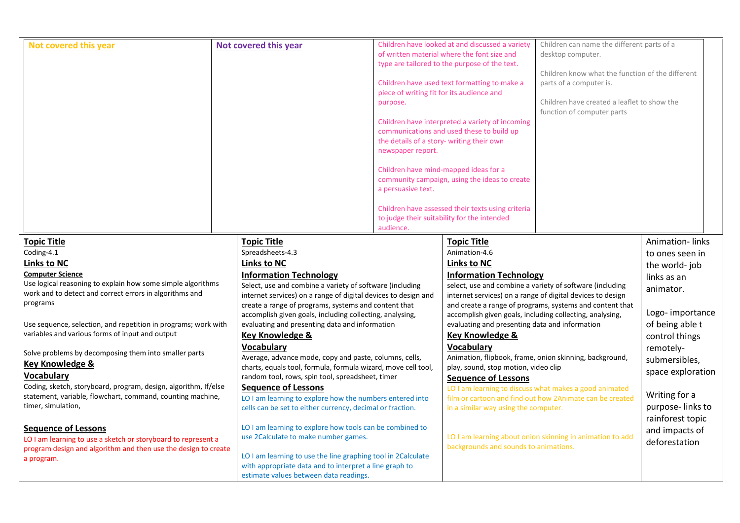| Not covered this year | Not covered this year | Children have looked at and discussed a variety of written material where the font size and type are tailored to the purpose of the text.<br><br>Children have used text formatting to make a piece of writing fit for its audience and purpose.<br><br>Children have interpreted a variety of incoming communications and used these to build up the details of a story- writing their own newspaper report.<br><br>Children have mind-mapped ideas for a community campaign, using the ideas to create a persuasive text.<br><br>Children have assessed their texts using criteria to judge their suitability for the intended audience. | Children can name the different parts of a desktop computer.<br><br>Children know what the function of the different parts of a computer is.<br><br>Children have created a leaflet to show the function of computer parts |
|---|---|---|---|

| **Topic Title** Coding-4.1 | **Topic Title** Spreadsheets-4.3 | **Topic Title** Animation-4.6 | Animation- links to ones seen in the world- job links as an animator.<br><br>Logo- importance of being able t control things remotely- submersibles, space exploration<br><br>Writing for a purpose- links to rainforest topic and impacts of deforestation |
|---|---|---|---|
| **Links to NC**<br>**Computer Science**<br>Use logical reasoning to explain how some simple algorithms work and to detect and correct errors in algorithms and programs<br><br>Use sequence, selection, and repetition in programs; work with variables and various forms of input and output<br><br>Solve problems by decomposing them into smaller parts | **Links to NC**<br>**Information Technology**<br>Select, use and combine a variety of software (including internet services) on a range of digital devices to design and create a range of programs, systems and content that accomplish given goals, including collecting, analysing, evaluating and presenting data and information | **Links to NC**<br>**Information Technology**<br>select, use and combine a variety of software (including internet services) on a range of digital devices to design and create a range of programs, systems and content that accomplish given goals, including collecting, analysing, evaluating and presenting data and information | |
| **Key Knowledge & Vocabulary**<br>Coding, sketch, storyboard, program, design, algorithm, If/else statement, variable, flowchart, command, counting machine, timer, simulation, | **Key Knowledge & Vocabulary**<br>Average, advance mode, copy and paste, columns, cells, charts, equals tool, formula, formula wizard, move cell tool, random tool, rows, spin tool, spreadsheet, timer | **Key Knowledge & Vocabulary**<br>Animation, flipbook, frame, onion skinning, background, play, sound, stop motion, video clip | |
| **Sequence of Lessons**<br>LO I am learning to use a sketch or storyboard to represent a program design and algorithm and then use the design to create a program. | **Sequence of Lessons**<br>LO I am learning to explore how the numbers entered into cells can be set to either currency, decimal or fraction.<br><br>LO I am learning to explore how tools can be combined to use 2Calculate to make number games.<br><br>LO I am learning to use the line graphing tool in 2Calculate with appropriate data and to interpret a line graph to estimate values between data readings. | **Sequence of Lessons**<br>LO I am learning to discuss what makes a good animated film or cartoon and find out how 2Animate can be created in a similar way using the computer.<br><br>LO I am learning about onion skinning in animation to add backgrounds and sounds to animations. | |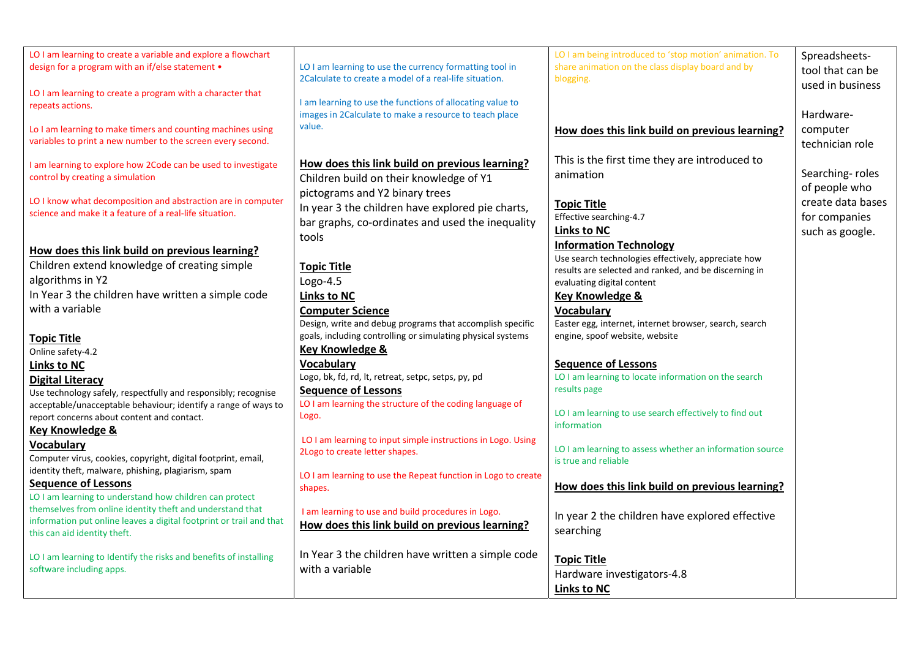LO I am learning to create a variable and explore a flowchart design for a program with an if/else statement •

LO I am learning to create a program with a character that repeats actions.

Lo I am learning to make timers and counting machines using variables to print a new number to the screen every second.

I am learning to explore how 2Code can be used to investigate control by creating a simulation

LO I know what decomposition and abstraction are in computer science and make it a feature of a real-life situation.

**How does this link build on previous learning?**

Children extend knowledge of creating simple algorithms in Y2
In Year 3 the children have written a simple code with a variable

**Topic Title**

Online safety-4.2

**Links to NC**

**Digital Literacy**

Use technology safely, respectfully and responsibly; recognise acceptable/unacceptable behaviour; identify a range of ways to report concerns about content and contact.

**Key Knowledge & Vocabulary**

Computer virus, cookies, copyright, digital footprint, email, identity theft, malware, phishing, plagiarism, spam

**Sequence of Lessons**

LO I am learning to understand how children can protect themselves from online identity theft and understand that information put online leaves a digital footprint or trail and that this can aid identity theft.

LO I am learning to Identify the risks and benefits of installing software including apps.

LO I am learning to use the currency formatting tool in 2Calculate to create a model of a real-life situation.

I am learning to use the functions of allocating value to images in 2Calculate to make a resource to teach place value.

**How does this link build on previous learning?**

Children build on their knowledge of Y1 pictograms and Y2 binary trees
In year 3 the children have explored pie charts, bar graphs, co-ordinates and used the inequality tools

**Topic Title**

Logo-4.5

**Links to NC**

**Computer Science**

Design, write and debug programs that accomplish specific goals, including controlling or simulating physical systems

**Key Knowledge & Vocabulary**

Logo, bk, fd, rd, lt, retreat, setpc, setps, py, pd

**Sequence of Lessons**

LO I am learning the structure of the coding language of Logo.

LO I am learning to input simple instructions in Logo. Using 2Logo to create letter shapes.

LO I am learning to use the Repeat function in Logo to create shapes.

I am learning to use and build procedures in Logo.

**How does this link build on previous learning?**

In Year 3 the children have written a simple code with a variable

LO I am being introduced to 'stop motion' animation. To share animation on the class display board and by blogging.

**How does this link build on previous learning?**

This is the first time they are introduced to animation

**Topic Title**

Effective searching-4.7

**Links to NC**

**Information Technology**

Use search technologies effectively, appreciate how results are selected and ranked, and be discerning in evaluating digital content

**Key Knowledge & Vocabulary**

Easter egg, internet, internet browser, search, search engine, spoof website, website

**Sequence of Lessons**

LO I am learning to locate information on the search results page

LO I am learning to use search effectively to find out information

LO I am learning to assess whether an information source is true and reliable

**How does this link build on previous learning?**

In year 2 the children have explored effective searching

**Topic Title**

Hardware investigators-4.8

**Links to NC**

Spreadsheets- tool that can be used in business

Hardware- computer technician role

Searching- roles of people who create data bases for companies such as google.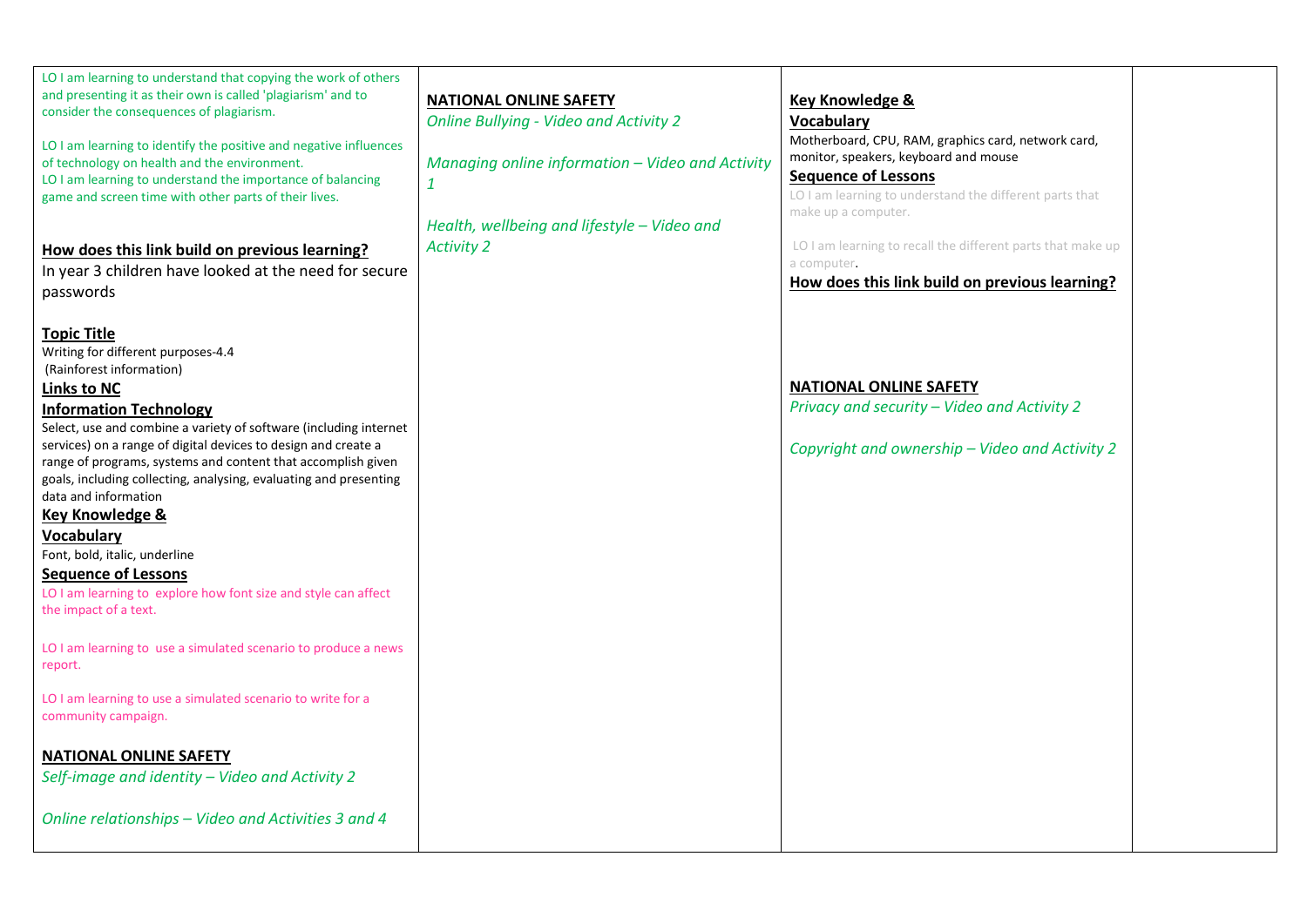| | | | |
|---|---|---|---|
| LO I am learning to understand that copying the work of others and presenting it as their own is called 'plagiarism' and to consider the consequences of plagiarism.<br><br>LO I am learning to identify the positive and negative influences of technology on health and the environment.<br>LO I am learning to understand the importance of balancing game and screen time with other parts of their lives.<br><br>**How does this link build on previous learning?**<br>In year 3 children have looked at the need for secure passwords<br><br>**Topic Title**<br>Writing for different purposes-4.4<br>(Rainforest information)<br>**Links to NC**<br>**Information Technology**<br>Select, use and combine a variety of software (including internet services) on a range of digital devices to design and create a range of programs, systems and content that accomplish given goals, including collecting, analysing, evaluating and presenting data and information<br>**Key Knowledge & Vocabulary**<br>Font, bold, italic, underline<br>**Sequence of Lessons**<br>LO I am learning to explore how font size and style can affect the impact of a text.<br><br>LO I am learning to use a simulated scenario to produce a news report.<br><br>LO I am learning to use a simulated scenario to write for a community campaign.<br><br>**NATIONAL ONLINE SAFETY**<br>*Self-image and identity – Video and Activity 2*<br><br>*Online relationships – Video and Activities 3 and 4* | **NATIONAL ONLINE SAFETY**<br>*Online Bullying - Video and Activity 2*<br><br>*Managing online information – Video and Activity 1*<br><br>*Health, wellbeing and lifestyle – Video and Activity 2* | **Key Knowledge & Vocabulary**<br>Motherboard, CPU, RAM, graphics card, network card, monitor, speakers, keyboard and mouse<br>**Sequence of Lessons**<br>LO I am learning to understand the different parts that make up a computer.<br><br>LO I am learning to recall the different parts that make up a computer.<br>**How does this link build on previous learning?**<br><br>**NATIONAL ONLINE SAFETY**<br>*Privacy and security – Video and Activity 2*<br><br>*Copyright and ownership – Video and Activity 2* | |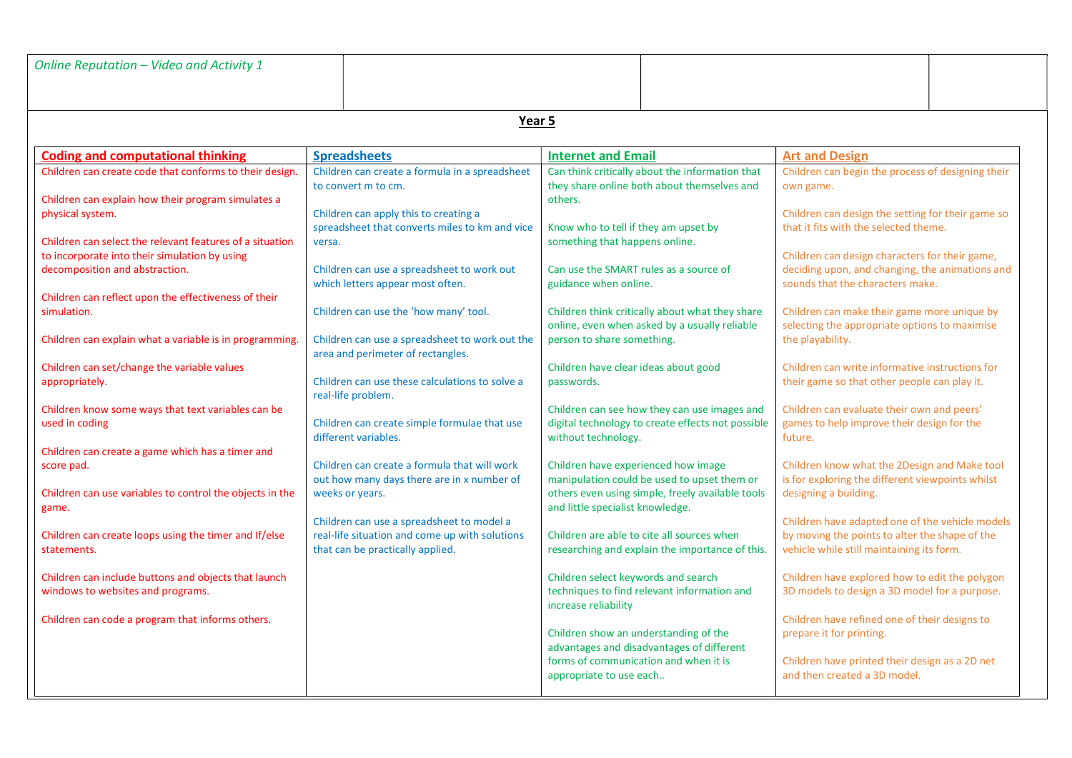| *Online Reputation – Video and Activity 1* | | | |
|---|---|---|---|

## Year 5

| Coding and computational thinking | Spreadsheets | Internet and Email | Art and Design |
|---|---|---|---|
| Children can create code that conforms to their design.<br><br>Children can explain how their program simulates a physical system.<br><br>Children can select the relevant features of a situation to incorporate into their simulation by using decomposition and abstraction.<br><br>Children can reflect upon the effectiveness of their simulation.<br><br>Children can explain what a variable is in programming.<br><br>Children can set/change the variable values appropriately.<br><br>Children know some ways that text variables can be used in coding<br><br>Children can create a game which has a timer and score pad.<br><br>Children can use variables to control the objects in the game.<br><br>Children can create loops using the timer and If/else statements.<br><br>Children can include buttons and objects that launch windows to websites and programs.<br><br>Children can code a program that informs others. | Children can create a formula in a spreadsheet to convert m to cm.<br><br>Children can apply this to creating a spreadsheet that converts miles to km and vice versa.<br><br>Children can use a spreadsheet to work out which letters appear most often.<br><br>Children can use the 'how many' tool.<br><br>Children can use a spreadsheet to work out the area and perimeter of rectangles.<br><br>Children can use these calculations to solve a real-life problem.<br><br>Children can create simple formulae that use different variables.<br><br>Children can create a formula that will work out how many days there are in x number of weeks or years.<br><br>Children can use a spreadsheet to model a real-life situation and come up with solutions that can be practically applied. | Can think critically about the information that they share online both about themselves and others.<br><br>Know who to tell if they am upset by something that happens online.<br><br>Can use the SMART rules as a source of guidance when online.<br><br>Children think critically about what they share online, even when asked by a usually reliable person to share something.<br><br>Children have clear ideas about good passwords.<br><br>Children can see how they can use images and digital technology to create effects not possible without technology.<br><br>Children have experienced how image manipulation could be used to upset them or others even using simple, freely available tools and little specialist knowledge.<br><br>Children are able to cite all sources when researching and explain the importance of this.<br><br>Children select keywords and search techniques to find relevant information and increase reliability<br><br>Children show an understanding of the advantages and disadvantages of different forms of communication and when it is appropriate to use each.. | Children can begin the process of designing their own game.<br><br>Children can design the setting for their game so that it fits with the selected theme.<br><br>Children can design characters for their game, deciding upon, and changing, the animations and sounds that the characters make.<br><br>Children can make their game more unique by selecting the appropriate options to maximise the playability.<br><br>Children can write informative instructions for their game so that other people can play it.<br><br>Children can evaluate their own and peers' games to help improve their design for the future.<br><br>Children know what the 2Design and Make tool is for exploring the different viewpoints whilst designing a building.<br><br>Children have adapted one of the vehicle models by moving the points to alter the shape of the vehicle while still maintaining its form.<br><br>Children have explored how to edit the polygon 3D models to design a 3D model for a purpose.<br><br>Children have refined one of their designs to prepare it for printing.<br><br>Children have printed their design as a 2D net and then created a 3D model. |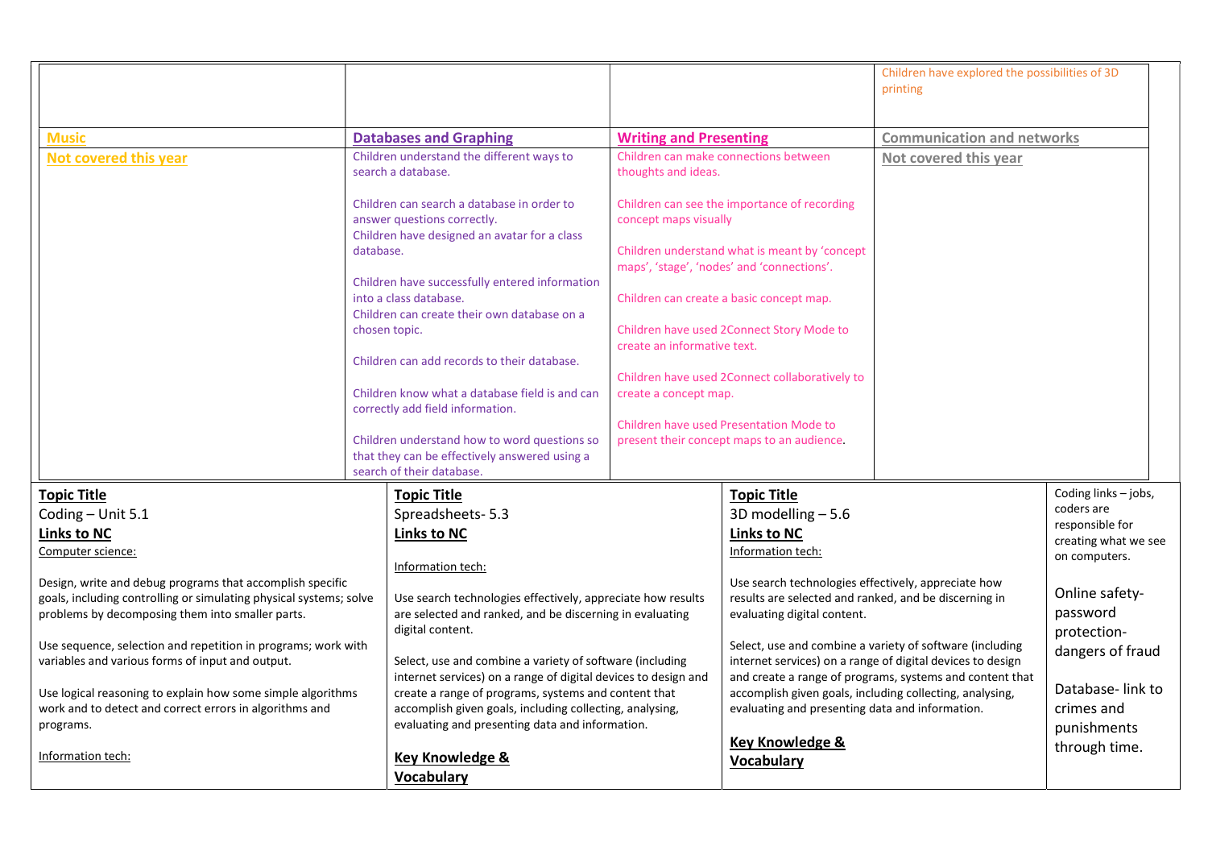| | | | |
|---|---|---|---|
| | | | Children have explored the possibilities of 3D printing |
| **Music** | **Databases and Graphing** | **Writing and Presenting** | **Communication and networks** |
| **Not covered this year** | Children understand the different ways to search a database.<br><br>Children can search a database in order to answer questions correctly.<br>Children have designed an avatar for a class database.<br><br>Children have successfully entered information into a class database.<br>Children can create their own database on a chosen topic.<br><br>Children can add records to their database.<br><br>Children know what a database field is and can correctly add field information.<br><br>Children understand how to word questions so that they can be effectively answered using a search of their database. | Children can make connections between thoughts and ideas.<br><br>Children can see the importance of recording concept maps visually<br><br>Children understand what is meant by 'concept maps', 'stage', 'nodes' and 'connections'.<br><br>Children can create a basic concept map.<br><br>Children have used 2Connect Story Mode to create an informative text.<br><br>Children have used 2Connect collaboratively to create a concept map.<br><br>Children have used Presentation Mode to present their concept maps to an audience. | **Not covered this year** |

| | | | |
|---|---|---|---|
| **Topic Title**<br>Coding – Unit 5.1<br>**Links to NC**<br>Computer science:<br><br>Design, write and debug programs that accomplish specific goals, including controlling or simulating physical systems; solve problems by decomposing them into smaller parts.<br><br>Use sequence, selection and repetition in programs; work with variables and various forms of input and output.<br><br>Use logical reasoning to explain how some simple algorithms work and to detect and correct errors in algorithms and programs.<br><br>Information tech: | **Topic Title**<br>Spreadsheets- 5.3<br>**Links to NC**<br><br>Information tech:<br><br>Use search technologies effectively, appreciate how results are selected and ranked, and be discerning in evaluating digital content.<br><br>Select, use and combine a variety of software (including internet services) on a range of digital devices to design and create a range of programs, systems and content that accomplish given goals, including collecting, analysing, evaluating and presenting data and information.<br><br>**Key Knowledge & Vocabulary** | **Topic Title**<br>3D modelling – 5.6<br>**Links to NC**<br>Information tech:<br><br>Use search technologies effectively, appreciate how results are selected and ranked, and be discerning in evaluating digital content.<br><br>Select, use and combine a variety of software (including internet services) on a range of digital devices to design and create a range of programs, systems and content that accomplish given goals, including collecting, analysing, evaluating and presenting data and information.<br><br>**Key Knowledge & Vocabulary** | Coding links – jobs, coders are responsible for creating what we see on computers.<br><br>Online safety- password protection- dangers of fraud<br><br>Database- link to crimes and punishments through time. |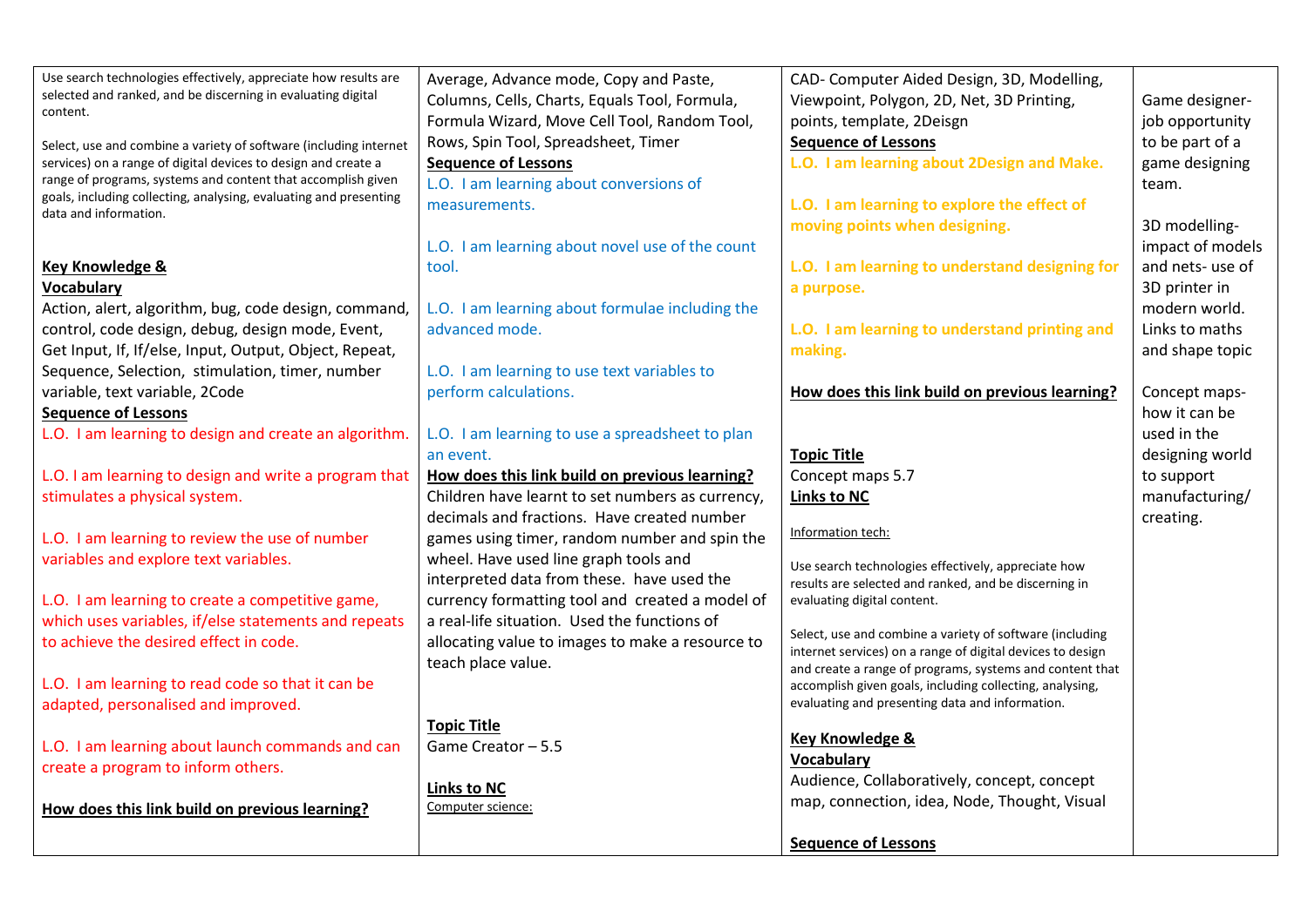| | | | |
|---|---|---|---|
| Use search technologies effectively, appreciate how results are selected and ranked, and be discerning in evaluating digital content.<br><br>Select, use and combine a variety of software (including internet services) on a range of digital devices to design and create a range of programs, systems and content that accomplish given goals, including collecting, analysing, evaluating and presenting data and information.<br><br>**Key Knowledge & Vocabulary**<br>Action, alert, algorithm, bug, code design, command, control, code design, debug, design mode, Event, Get Input, If, If/else, Input, Output, Object, Repeat, Sequence, Selection, stimulation, timer, number variable, text variable, 2Code<br>**Sequence of Lessons**<br>L.O. I am learning to design and create an algorithm.<br><br>L.O. I am learning to design and write a program that stimulates a physical system.<br><br>L.O. I am learning to review the use of number variables and explore text variables.<br><br>L.O. I am learning to create a competitive game, which uses variables, if/else statements and repeats to achieve the desired effect in code.<br><br>L.O. I am learning to read code so that it can be adapted, personalised and improved.<br><br>L.O. I am learning about launch commands and can create a program to inform others.<br><br>**How does this link build on previous learning?** | Average, Advance mode, Copy and Paste, Columns, Cells, Charts, Equals Tool, Formula, Formula Wizard, Move Cell Tool, Random Tool, Rows, Spin Tool, Spreadsheet, Timer<br>**Sequence of Lessons**<br>L.O. I am learning about conversions of measurements.<br><br>L.O. I am learning about novel use of the count tool.<br><br>L.O. I am learning about formulae including the advanced mode.<br><br>L.O. I am learning to use text variables to perform calculations.<br><br>L.O. I am learning to use a spreadsheet to plan an event.<br>**How does this link build on previous learning?**<br>Children have learnt to set numbers as currency, decimals and fractions. Have created number games using timer, random number and spin the wheel. Have used line graph tools and interpreted data from these. have used the currency formatting tool and created a model of a real-life situation. Used the functions of allocating value to images to make a resource to teach place value.<br><br>**Topic Title**<br>Game Creator – 5.5<br><br>**Links to NC**<br>Computer science: | CAD- Computer Aided Design, 3D, Modelling, Viewpoint, Polygon, 2D, Net, 3D Printing, points, template, 2Deisgn<br>**Sequence of Lessons**<br>**L.O. I am learning about 2Design and Make.**<br><br>**L.O. I am learning to explore the effect of moving points when designing.**<br><br>**L.O. I am learning to understand designing for a purpose.**<br><br>**L.O. I am learning to understand printing and making.**<br><br>**How does this link build on previous learning?**<br><br>**Topic Title**<br>Concept maps 5.7<br>**Links to NC**<br>Information tech:<br><br>Use search technologies effectively, appreciate how results are selected and ranked, and be discerning in evaluating digital content.<br><br>Select, use and combine a variety of software (including internet services) on a range of digital devices to design and create a range of programs, systems and content that accomplish given goals, including collecting, analysing, evaluating and presenting data and information.<br><br>**Key Knowledge & Vocabulary**<br>Audience, Collaboratively, concept, concept map, connection, idea, Node, Thought, Visual<br><br>**Sequence of Lessons** | Game designer- job opportunity to be part of a game designing team.<br><br>3D modelling- impact of models and nets- use of 3D printer in modern world. Links to maths and shape topic<br><br>Concept maps- how it can be used in the designing world to support manufacturing/ creating. |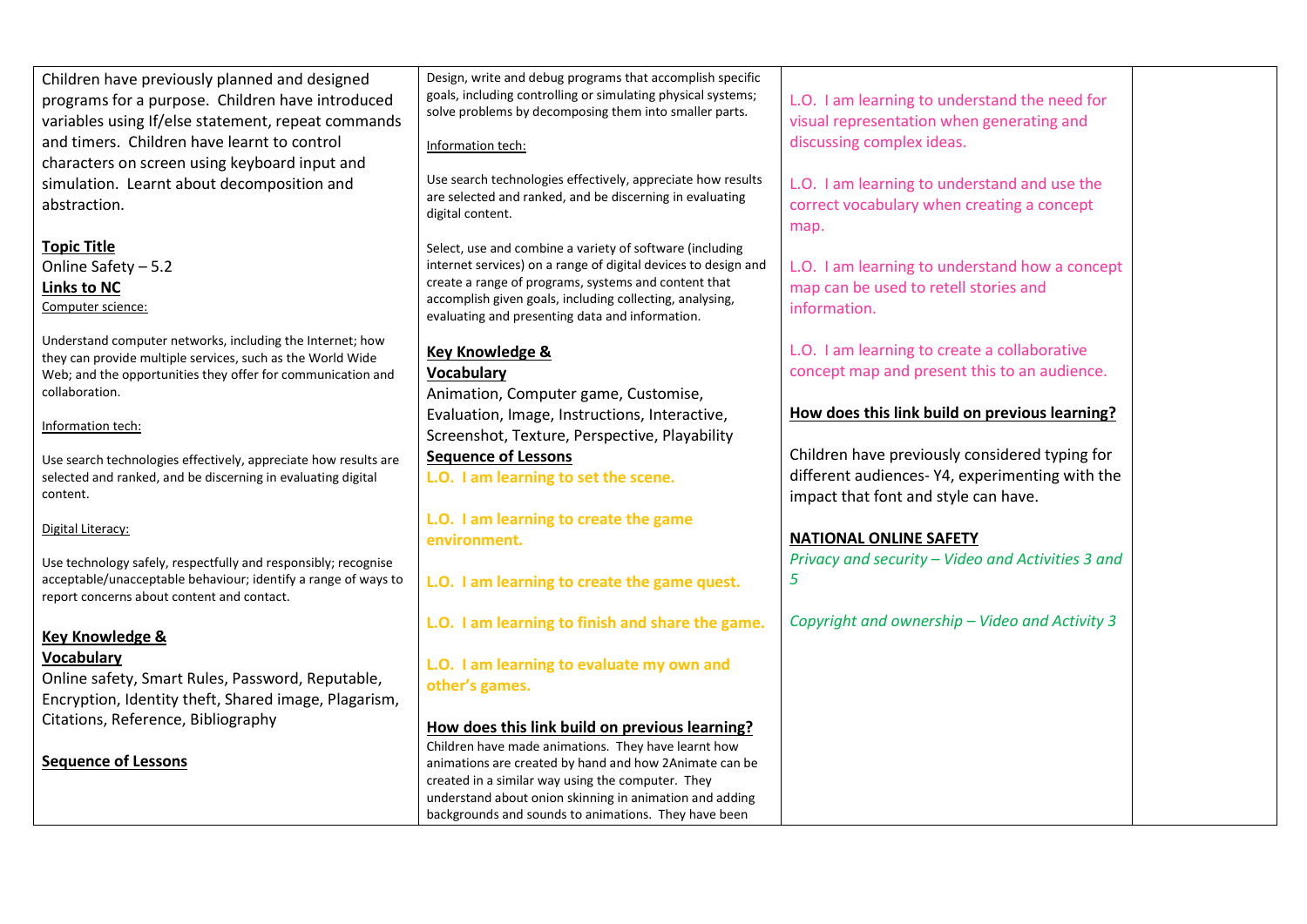Children have previously planned and designed programs for a purpose. Children have introduced variables using If/else statement, repeat commands and timers. Children have learnt to control characters on screen using keyboard input and simulation. Learnt about decomposition and abstraction.

**Topic Title**

Online Safety – 5.2

**Links to NC**

Computer science:

Understand computer networks, including the Internet; how they can provide multiple services, such as the World Wide Web; and the opportunities they offer for communication and collaboration.

Information tech:

Use search technologies effectively, appreciate how results are selected and ranked, and be discerning in evaluating digital content.

Digital Literacy:

Use technology safely, respectfully and responsibly; recognise acceptable/unacceptable behaviour; identify a range of ways to report concerns about content and contact.

**Key Knowledge & Vocabulary**

Online safety, Smart Rules, Password, Reputable, Encryption, Identity theft, Shared image, Plagarism, Citations, Reference, Bibliography

**Sequence of Lessons**

Design, write and debug programs that accomplish specific goals, including controlling or simulating physical systems; solve problems by decomposing them into smaller parts.

Information tech:

Use search technologies effectively, appreciate how results are selected and ranked, and be discerning in evaluating digital content.

Select, use and combine a variety of software (including internet services) on a range of digital devices to design and create a range of programs, systems and content that accomplish given goals, including collecting, analysing, evaluating and presenting data and information.

**Key Knowledge & Vocabulary**

Animation, Computer game, Customise, Evaluation, Image, Instructions, Interactive, Screenshot, Texture, Perspective, Playability

**Sequence of Lessons**

**L.O. I am learning to set the scene.**

**L.O. I am learning to create the game environment.**

**L.O. I am learning to create the game quest.**

**L.O. I am learning to finish and share the game.**

**L.O. I am learning to evaluate my own and other's games.**

**How does this link build on previous learning?**

Children have made animations. They have learnt how animations are created by hand and how 2Animate can be created in a similar way using the computer. They understand about onion skinning in animation and adding backgrounds and sounds to animations. They have been

L.O. I am learning to understand the need for visual representation when generating and discussing complex ideas.

L.O. I am learning to understand and use the correct vocabulary when creating a concept map.

L.O. I am learning to understand how a concept map can be used to retell stories and information.

L.O. I am learning to create a collaborative concept map and present this to an audience.

**How does this link build on previous learning?**

Children have previously considered typing for different audiences- Y4, experimenting with the impact that font and style can have.

**NATIONAL ONLINE SAFETY**

*Privacy and security – Video and Activities 3 and 5*

*Copyright and ownership – Video and Activity 3*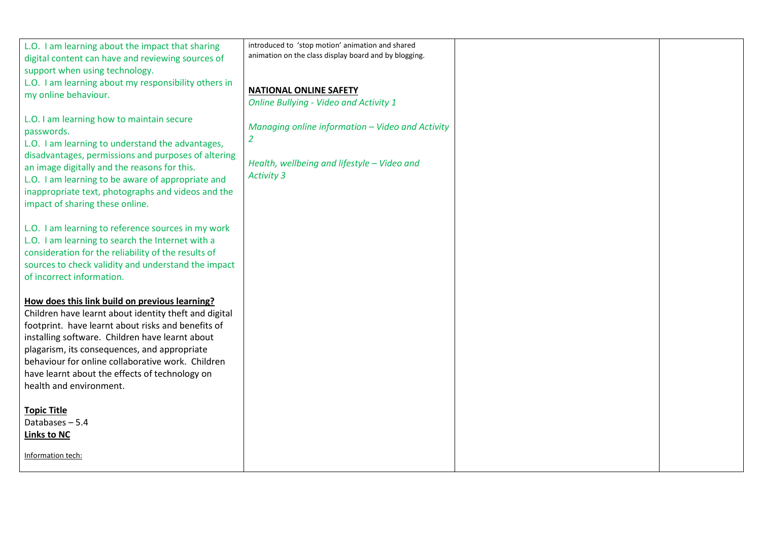| | | | |
|---|---|---|---|
| L.O. I am learning about the impact that sharing digital content can have and reviewing sources of support when using technology.<br>L.O. I am learning about my responsibility others in my online behaviour.<br><br>L.O. I am learning how to maintain secure passwords.<br>L.O. I am learning to understand the advantages, disadvantages, permissions and purposes of altering an image digitally and the reasons for this.<br>L.O. I am learning to be aware of appropriate and inappropriate text, photographs and videos and the impact of sharing these online.<br><br>L.O. I am learning to reference sources in my work<br>L.O. I am learning to search the Internet with a consideration for the reliability of the results of sources to check validity and understand the impact of incorrect information.<br><br>**How does this link build on previous learning?**<br>Children have learnt about identity theft and digital footprint. have learnt about risks and benefits of installing software. Children have learnt about plagarism, its consequences, and appropriate behaviour for online collaborative work. Children have learnt about the effects of technology on health and environment.<br><br>**Topic Title**<br>Databases – 5.4<br>**Links to NC**<br><br>Information tech: | introduced to 'stop motion' animation and shared animation on the class display board and by blogging.<br><br>**NATIONAL ONLINE SAFETY**<br>*Online Bullying - Video and Activity 1*<br><br>*Managing online information – Video and Activity 2*<br><br>*Health, wellbeing and lifestyle – Video and Activity 3* | | |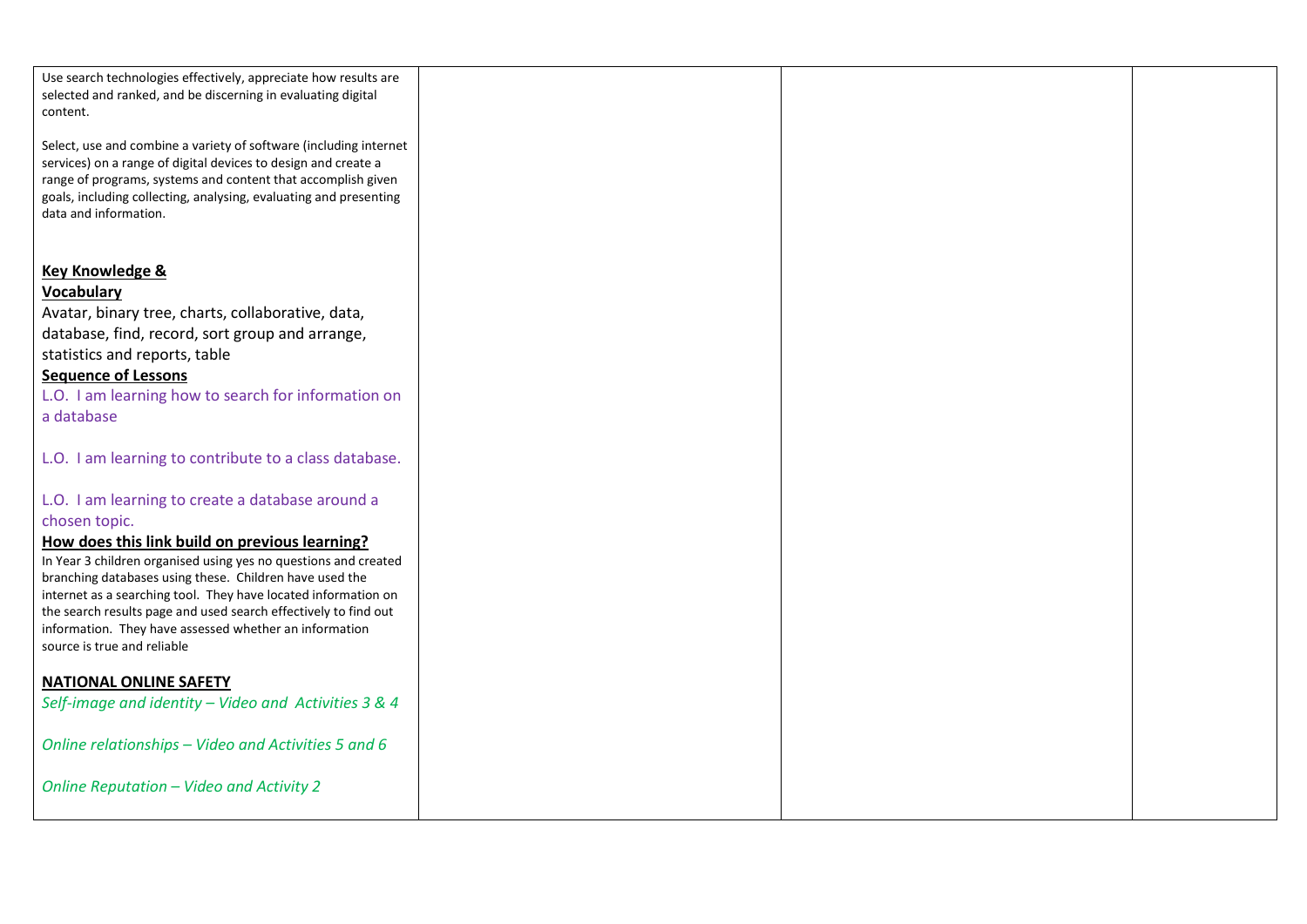| | | | |
|---|---|---|---|
| Use search technologies effectively, appreciate how results are selected and ranked, and be discerning in evaluating digital content.<br><br>Select, use and combine a variety of software (including internet services) on a range of digital devices to design and create a range of programs, systems and content that accomplish given goals, including collecting, analysing, evaluating and presenting data and information.<br><br>**Key Knowledge & Vocabulary**<br>Avatar, binary tree, charts, collaborative, data, database, find, record, sort group and arrange, statistics and reports, table<br>**Sequence of Lessons**<br>L.O. I am learning how to search for information on a database<br><br>L.O. I am learning to contribute to a class database.<br><br>L.O. I am learning to create a database around a chosen topic.<br>**How does this link build on previous learning?**<br>In Year 3 children organised using yes no questions and created branching databases using these. Children have used the internet as a searching tool. They have located information on the search results page and used search effectively to find out information. They have assessed whether an information source is true and reliable<br><br>**NATIONAL ONLINE SAFETY**<br>*Self-image and identity – Video and Activities 3 & 4*<br><br>*Online relationships – Video and Activities 5 and 6*<br><br>*Online Reputation – Video and Activity 2* | | | |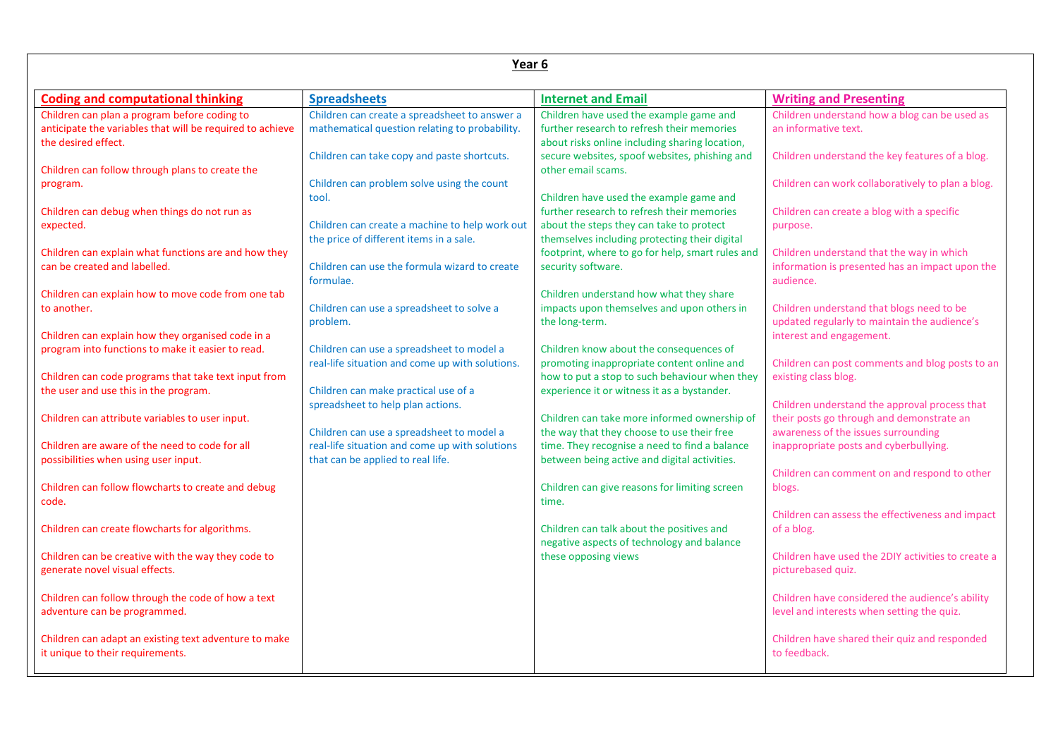# Year 6

| Coding and computational thinking | Spreadsheets | Internet and Email | Writing and Presenting |
| --- | --- | --- | --- |
| Children can plan a program before coding to anticipate the variables that will be required to achieve the desired effect.<br><br>Children can follow through plans to create the program.<br><br>Children can debug when things do not run as expected.<br><br>Children can explain what functions are and how they can be created and labelled.<br><br>Children can explain how to move code from one tab to another.<br><br>Children can explain how they organised code in a program into functions to make it easier to read.<br><br>Children can code programs that take text input from the user and use this in the program.<br><br>Children can attribute variables to user input.<br><br>Children are aware of the need to code for all possibilities when using user input.<br><br>Children can follow flowcharts to create and debug code.<br><br>Children can create flowcharts for algorithms.<br><br>Children can be creative with the way they code to generate novel visual effects.<br><br>Children can follow through the code of how a text adventure can be programmed.<br><br>Children can adapt an existing text adventure to make it unique to their requirements. | Children can create a spreadsheet to answer a mathematical question relating to probability.<br><br>Children can take copy and paste shortcuts.<br><br>Children can problem solve using the count tool.<br><br>Children can create a machine to help work out the price of different items in a sale.<br><br>Children can use the formula wizard to create formulae.<br><br>Children can use a spreadsheet to solve a problem.<br><br>Children can use a spreadsheet to model a real-life situation and come up with solutions.<br><br>Children can make practical use of a spreadsheet to help plan actions.<br><br>Children can use a spreadsheet to model a real-life situation and come up with solutions that can be applied to real life. | Children have used the example game and further research to refresh their memories about risks online including sharing location, secure websites, spoof websites, phishing and other email scams.<br><br>Children have used the example game and further research to refresh their memories about the steps they can take to protect themselves including protecting their digital footprint, where to go for help, smart rules and security software.<br><br>Children understand how what they share impacts upon themselves and upon others in the long-term.<br><br>Children know about the consequences of promoting inappropriate content online and how to put a stop to such behaviour when they experience it or witness it as a bystander.<br><br>Children can take more informed ownership of the way that they choose to use their free time. They recognise a need to find a balance between being active and digital activities.<br><br>Children can give reasons for limiting screen time.<br><br>Children can talk about the positives and negative aspects of technology and balance these opposing views | Children understand how a blog can be used as an informative text.<br><br>Children understand the key features of a blog.<br><br>Children can work collaboratively to plan a blog.<br><br>Children can create a blog with a specific purpose.<br><br>Children understand that the way in which information is presented has an impact upon the audience.<br><br>Children understand that blogs need to be updated regularly to maintain the audience's interest and engagement.<br><br>Children can post comments and blog posts to an existing class blog.<br><br>Children understand the approval process that their posts go through and demonstrate an awareness of the issues surrounding inappropriate posts and cyberbullying.<br><br>Children can comment on and respond to other blogs.<br><br>Children can assess the effectiveness and impact of a blog.<br><br>Children have used the 2DIY activities to create a picturebased quiz.<br><br>Children have considered the audience's ability level and interests when setting the quiz.<br><br>Children have shared their quiz and responded to feedback. |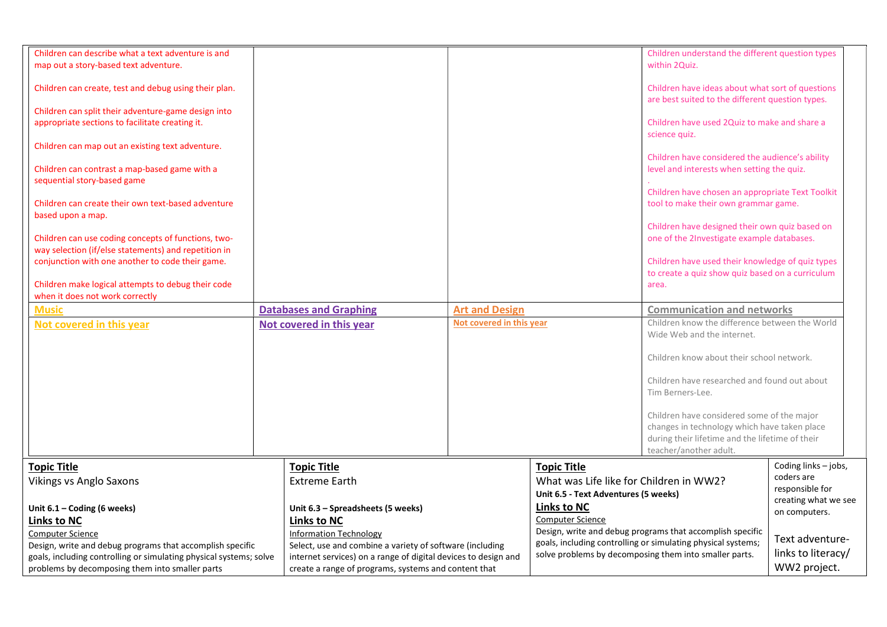| | | | |
|---|---|---|---|
| Children can describe what a text adventure is and map out a story-based text adventure.<br><br>Children can create, test and debug using their plan.<br><br>Children can split their adventure-game design into appropriate sections to facilitate creating it.<br><br>Children can map out an existing text adventure.<br><br>Children can contrast a map-based game with a sequential story-based game<br><br>Children can create their own text-based adventure based upon a map.<br><br>Children can use coding concepts of functions, two-way selection (if/else statements) and repetition in conjunction with one another to code their game.<br><br>Children make logical attempts to debug their code when it does not work correctly | | | Children understand the different question types within 2Quiz.<br><br>Children have ideas about what sort of questions are best suited to the different question types.<br><br>Children have used 2Quiz to make and share a science quiz.<br><br>Children have considered the audience's ability level and interests when setting the quiz.<br><br>.<br>Children have chosen an appropriate Text Toolkit tool to make their own grammar game.<br><br>Children have designed their own quiz based on one of the 2Investigate example databases.<br><br>Children have used their knowledge of quiz types to create a quiz show quiz based on a curriculum area. |
| **Music** | **Databases and Graphing** | **Art and Design** | **Communication and networks** |
| **Not covered in this year** | **Not covered in this year** | **Not covered in this year** | Children know the difference between the World Wide Web and the internet.<br><br>Children know about their school network.<br><br>Children have researched and found out about Tim Berners-Lee.<br><br>Children have considered some of the major changes in technology which have taken place during their lifetime and the lifetime of their teacher/another adult. |

| | | | |
|---|---|---|---|
| **Topic Title**<br>Vikings vs Anglo Saxons<br><br>**Unit 6.1 – Coding (6 weeks)**<br>**Links to NC**<br>Computer Science<br>Design, write and debug programs that accomplish specific goals, including controlling or simulating physical systems; solve problems by decomposing them into smaller parts | **Topic Title**<br>Extreme Earth<br><br>**Unit 6.3 – Spreadsheets (5 weeks)**<br>**Links to NC**<br>Information Technology<br>Select, use and combine a variety of software (including internet services) on a range of digital devices to design and create a range of programs, systems and content that | **Topic Title**<br>What was Life like for Children in WW2?<br>**Unit 6.5 - Text Adventures (5 weeks)**<br>**Links to NC**<br>Computer Science<br>Design, write and debug programs that accomplish specific goals, including controlling or simulating physical systems; solve problems by decomposing them into smaller parts. | Coding links – jobs, coders are responsible for creating what we see on computers.<br><br>Text adventure- links to literacy/ WW2 project. |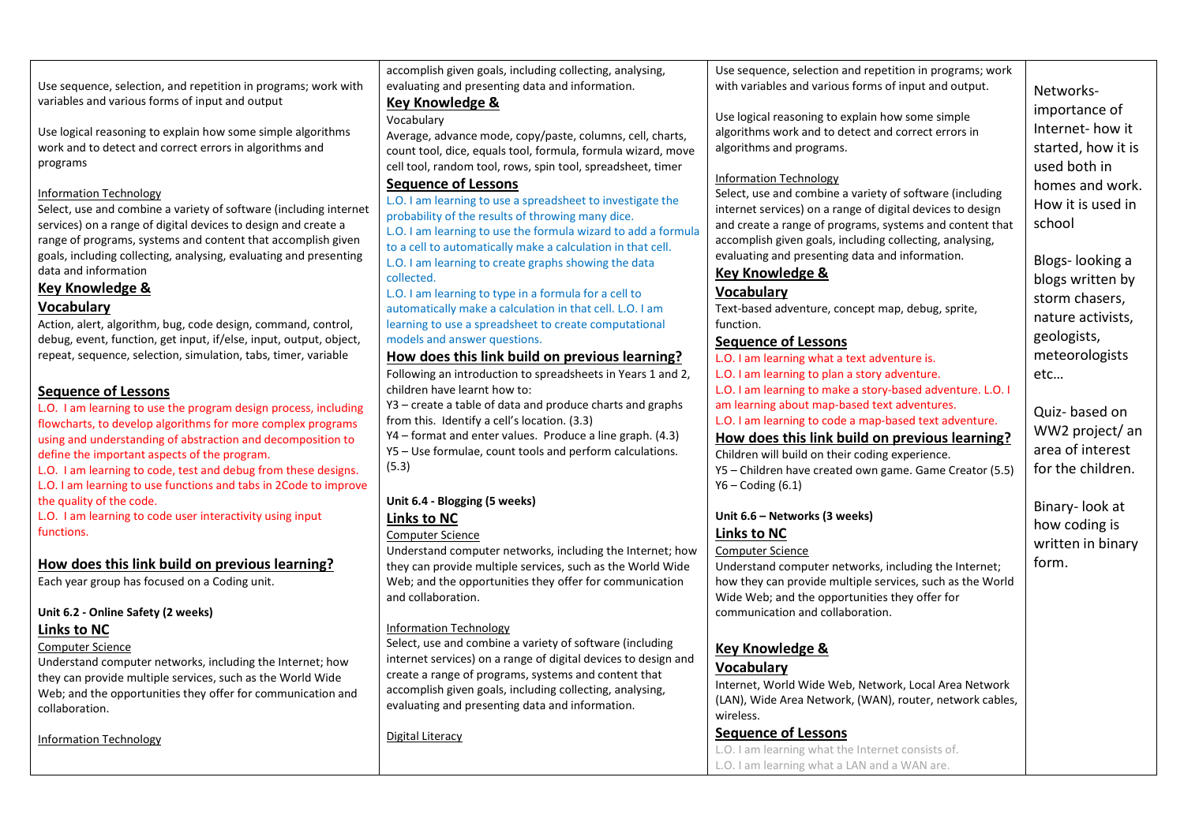Use sequence, selection, and repetition in programs; work with variables and various forms of input and output

Use logical reasoning to explain how some simple algorithms work and to detect and correct errors in algorithms and programs

Information Technology
Select, use and combine a variety of software (including internet services) on a range of digital devices to design and create a range of programs, systems and content that accomplish given goals, including collecting, analysing, evaluating and presenting data and information

**Key Knowledge & Vocabulary**

Action, alert, algorithm, bug, code design, command, control, debug, event, function, get input, if/else, input, output, object, repeat, sequence, selection, simulation, tabs, timer, variable

**Sequence of Lessons**

L.O. I am learning to use the program design process, including flowcharts, to develop algorithms for more complex programs using and understanding of abstraction and decomposition to define the important aspects of the program.
L.O. I am learning to code, test and debug from these designs.
L.O. I am learning to use functions and tabs in 2Code to improve the quality of the code.
L.O. I am learning to code user interactivity using input functions.

**How does this link build on previous learning?**

Each year group has focused on a Coding unit.

**Unit 6.2 - Online Safety (2 weeks)**

**Links to NC**

Computer Science
Understand computer networks, including the Internet; how they can provide multiple services, such as the World Wide Web; and the opportunities they offer for communication and collaboration.

Information Technology

accomplish given goals, including collecting, analysing, evaluating and presenting data and information.

**Key Knowledge &**
Vocabulary

Average, advance mode, copy/paste, columns, cell, charts, count tool, dice, equals tool, formula, formula wizard, move cell tool, random tool, rows, spin tool, spreadsheet, timer

**Sequence of Lessons**

L.O. I am learning to use a spreadsheet to investigate the probability of the results of throwing many dice.
L.O. I am learning to use the formula wizard to add a formula to a cell to automatically make a calculation in that cell.
L.O. I am learning to create graphs showing the data collected.
L.O. I am learning to type in a formula for a cell to automatically make a calculation in that cell. L.O. I am learning to use a spreadsheet to create computational models and answer questions.

**How does this link build on previous learning?**

Following an introduction to spreadsheets in Years 1 and 2, children have learnt how to:
Y3 – create a table of data and produce charts and graphs from this. Identify a cell's location. (3.3)
Y4 – format and enter values. Produce a line graph. (4.3)
Y5 – Use formulae, count tools and perform calculations. (5.3)

**Unit 6.4 - Blogging (5 weeks)**

**Links to NC**

Computer Science
Understand computer networks, including the Internet; how they can provide multiple services, such as the World Wide Web; and the opportunities they offer for communication and collaboration.

Information Technology
Select, use and combine a variety of software (including internet services) on a range of digital devices to design and create a range of programs, systems and content that accomplish given goals, including collecting, analysing, evaluating and presenting data and information.

Digital Literacy

Use sequence, selection and repetition in programs; work with variables and various forms of input and output.

Use logical reasoning to explain how some simple algorithms work and to detect and correct errors in algorithms and programs.

Information Technology
Select, use and combine a variety of software (including internet services) on a range of digital devices to design and create a range of programs, systems and content that accomplish given goals, including collecting, analysing, evaluating and presenting data and information.

**Key Knowledge & Vocabulary**

Text-based adventure, concept map, debug, sprite, function.

**Sequence of Lessons**

L.O. I am learning what a text adventure is.
L.O. I am learning to plan a story adventure.
L.O. I am learning to make a story-based adventure. L.O. I am learning about map-based text adventures.
L.O. I am learning to code a map-based text adventure.

**How does this link build on previous learning?**

Children will build on their coding experience.
Y5 – Children have created own game. Game Creator (5.5)
Y6 – Coding (6.1)

**Unit 6.6 – Networks (3 weeks)**

**Links to NC**

Computer Science
Understand computer networks, including the Internet; how they can provide multiple services, such as the World Wide Web; and the opportunities they offer for communication and collaboration.

**Key Knowledge & Vocabulary**

Internet, World Wide Web, Network, Local Area Network (LAN), Wide Area Network, (WAN), router, network cables, wireless.

**Sequence of Lessons**

L.O. I am learning what the Internet consists of.
L.O. I am learning what a LAN and a WAN are.

Networks- importance of Internet- how it started, how it is used both in homes and work. How it is used in school

Blogs- looking a blogs written by storm chasers, nature activists, geologists, meteorologists etc…

Quiz- based on WW2 project/ an area of interest for the children.

Binary- look at how coding is written in binary form.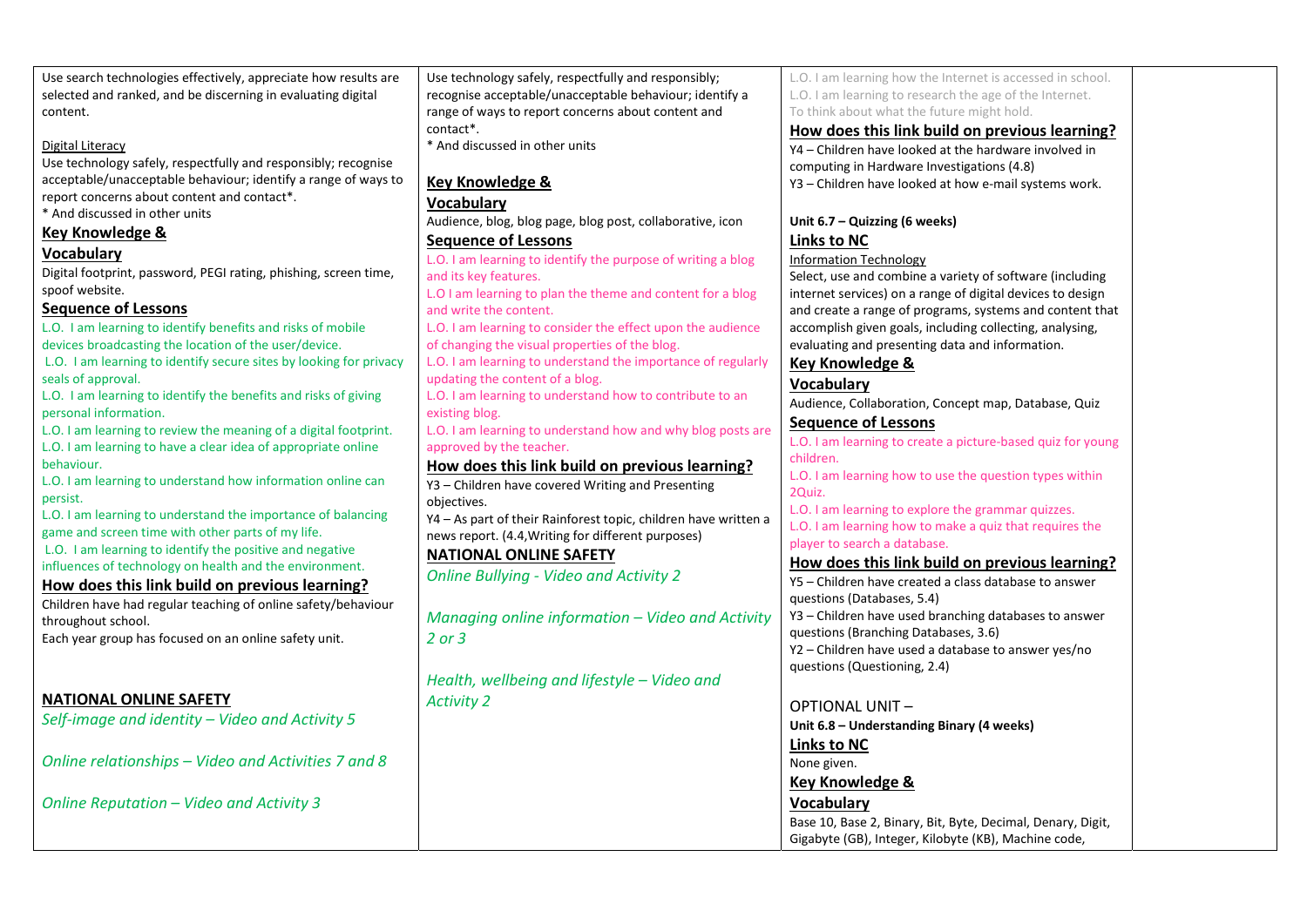Use search technologies effectively, appreciate how results are selected and ranked, and be discerning in evaluating digital content.

Digital Literacy

Use technology safely, respectfully and responsibly; recognise acceptable/unacceptable behaviour; identify a range of ways to report concerns about content and contact*.

* And discussed in other units

**Key Knowledge & Vocabulary**

Digital footprint, password, PEGI rating, phishing, screen time, spoof website.

**Sequence of Lessons**

L.O. I am learning to identify benefits and risks of mobile devices broadcasting the location of the user/device.

L.O. I am learning to identify secure sites by looking for privacy seals of approval.

L.O. I am learning to identify the benefits and risks of giving personal information.

L.O. I am learning to review the meaning of a digital footprint.

L.O. I am learning to have a clear idea of appropriate online behaviour.

L.O. I am learning to understand how information online can persist.

L.O. I am learning to understand the importance of balancing game and screen time with other parts of my life.

L.O. I am learning to identify the positive and negative influences of technology on health and the environment.

**How does this link build on previous learning?**

Children have had regular teaching of online safety/behaviour throughout school.

Each year group has focused on an online safety unit.

**NATIONAL ONLINE SAFETY**

*Self-image and identity – Video and Activity 5*

*Online relationships – Video and Activities 7 and 8*

*Online Reputation – Video and Activity 3*

Use technology safely, respectfully and responsibly; recognise acceptable/unacceptable behaviour; identify a range of ways to report concerns about content and contact*.

* And discussed in other units

**Key Knowledge & Vocabulary**

Audience, blog, blog page, blog post, collaborative, icon

**Sequence of Lessons**

L.O. I am learning to identify the purpose of writing a blog and its key features.

L.O I am learning to plan the theme and content for a blog and write the content.

L.O. I am learning to consider the effect upon the audience of changing the visual properties of the blog.

L.O. I am learning to understand the importance of regularly updating the content of a blog.

L.O. I am learning to understand how to contribute to an existing blog.

L.O. I am learning to understand how and why blog posts are approved by the teacher.

**How does this link build on previous learning?**

Y3 – Children have covered Writing and Presenting objectives.

Y4 – As part of their Rainforest topic, children have written a news report. (4.4,Writing for different purposes)

**NATIONAL ONLINE SAFETY**

*Online Bullying - Video and Activity 2*

*Managing online information – Video and Activity 2 or 3*

*Health, wellbeing and lifestyle – Video and Activity 2*

L.O. I am learning how the Internet is accessed in school.

L.O. I am learning to research the age of the Internet.

To think about what the future might hold.

**How does this link build on previous learning?**

Y4 – Children have looked at the hardware involved in computing in Hardware Investigations (4.8)

Y3 – Children have looked at how e-mail systems work.

**Unit 6.7 – Quizzing (6 weeks)**

**Links to NC**

Information Technology

Select, use and combine a variety of software (including internet services) on a range of digital devices to design and create a range of programs, systems and content that accomplish given goals, including collecting, analysing, evaluating and presenting data and information.

**Key Knowledge & Vocabulary**

Audience, Collaboration, Concept map, Database, Quiz

**Sequence of Lessons**

L.O. I am learning to create a picture-based quiz for young children.

L.O. I am learning how to use the question types within 2Quiz.

L.O. I am learning to explore the grammar quizzes.

L.O. I am learning how to make a quiz that requires the player to search a database.

**How does this link build on previous learning?**

Y5 – Children have created a class database to answer questions (Databases, 5.4)

Y3 – Children have used branching databases to answer questions (Branching Databases, 3.6)

Y2 – Children have used a database to answer yes/no questions (Questioning, 2.4)

OPTIONAL UNIT –

**Unit 6.8 – Understanding Binary (4 weeks)**

**Links to NC**

None given.

**Key Knowledge & Vocabulary**

Base 10, Base 2, Binary, Bit, Byte, Decimal, Denary, Digit, Gigabyte (GB), Integer, Kilobyte (KB), Machine code,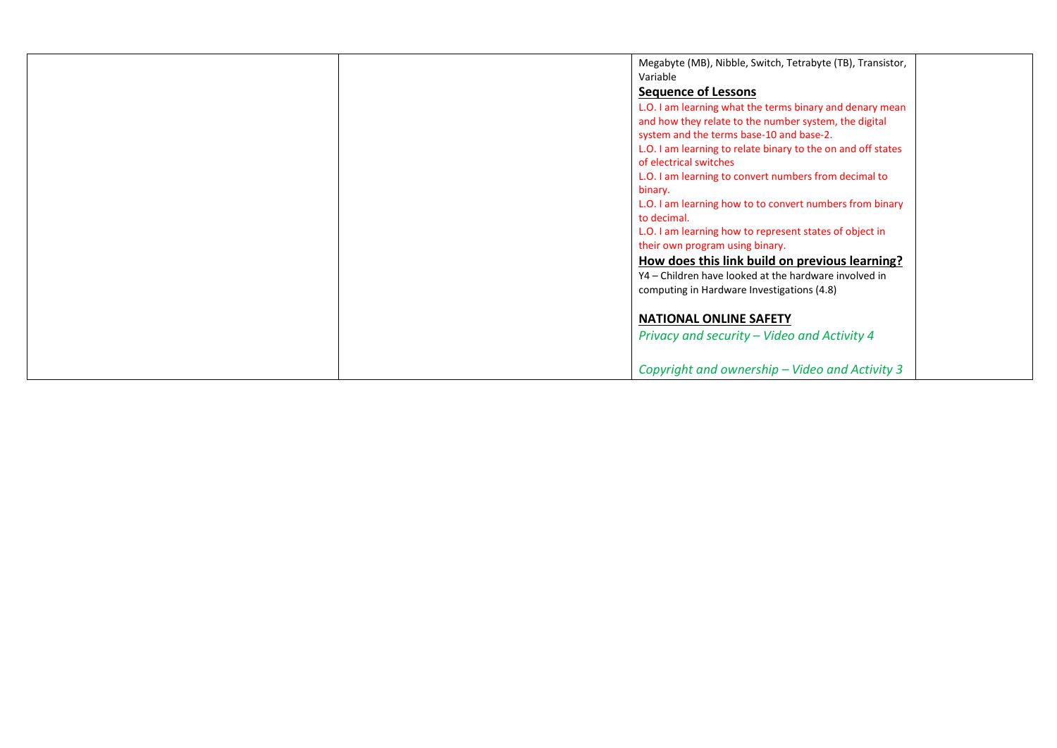| | | | |
|---|---|---|---|
| | | Megabyte (MB), Nibble, Switch, Tetrabyte (TB), Transistor, Variable<br>**Sequence of Lessons**<br>L.O. I am learning what the terms binary and denary mean and how they relate to the number system, the digital system and the terms base-10 and base-2.<br>L.O. I am learning to relate binary to the on and off states of electrical switches<br>L.O. I am learning to convert numbers from decimal to binary.<br>L.O. I am learning how to to convert numbers from binary to decimal.<br>L.O. I am learning how to represent states of object in their own program using binary.<br>**How does this link build on previous learning?**<br>Y4 – Children have looked at the hardware involved in computing in Hardware Investigations (4.8)<br><br>**NATIONAL ONLINE SAFETY**<br>*Privacy and security – Video and Activity 4*<br><br>*Copyright and ownership – Video and Activity 3* | |